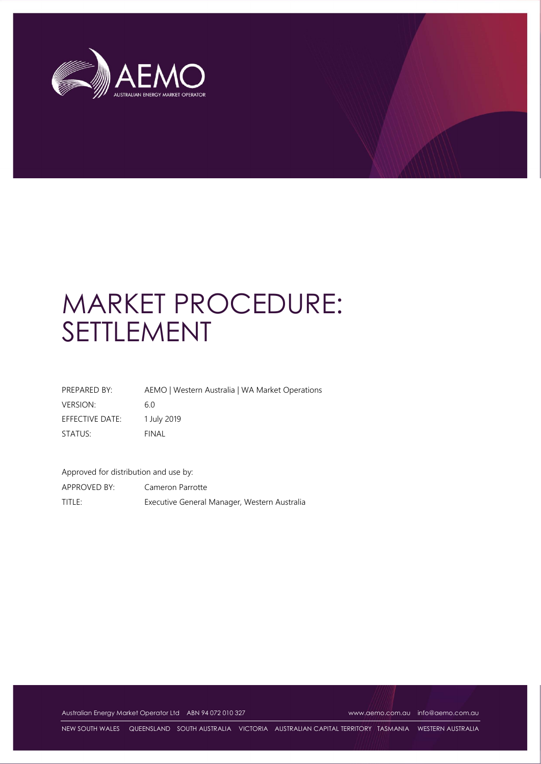# MARKET PROCEDURE: SETTLEMENT

| | |
|---|---|
| PREPARED BY: | AEMO \| Western Australia \| WA Market Operations |
| VERSION: | 6.0 |
| EFFECTIVE DATE: | 1 July 2019 |
| STATUS: | FINAL |

Approved for distribution and use by:

| | |
|---|---|
| APPROVED BY: | Cameron Parrotte |
| TITLE: | Executive General Manager, Western Australia |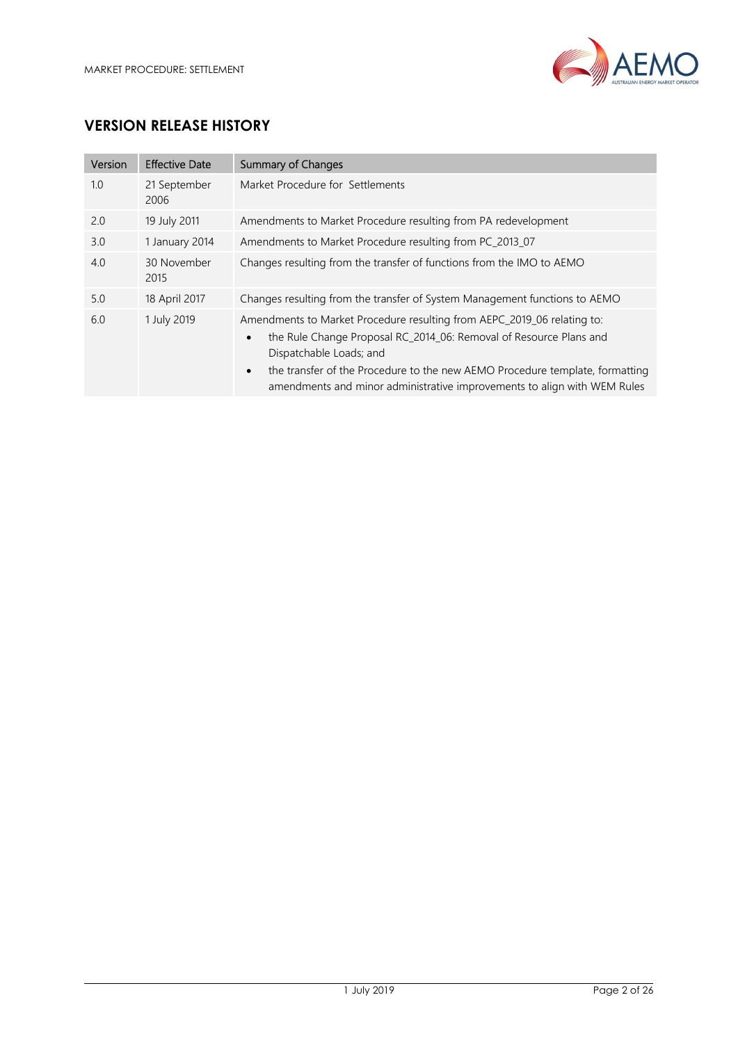## VERSION RELEASE HISTORY

| Version | Effective Date | Summary of Changes |
|---|---|---|
| 1.0 | 21 September 2006 | Market Procedure for Settlements |
| 2.0 | 19 July 2011 | Amendments to Market Procedure resulting from PA redevelopment |
| 3.0 | 1 January 2014 | Amendments to Market Procedure resulting from PC_2013_07 |
| 4.0 | 30 November 2015 | Changes resulting from the transfer of functions from the IMO to AEMO |
| 5.0 | 18 April 2017 | Changes resulting from the transfer of System Management functions to AEMO |
| 6.0 | 1 July 2019 | Amendments to Market Procedure resulting from AEPC_2019_06 relating to: <br>• the Rule Change Proposal RC_2014_06: Removal of Resource Plans and Dispatchable Loads; and <br>• the transfer of the Procedure to the new AEMO Procedure template, formatting amendments and minor administrative improvements to align with WEM Rules |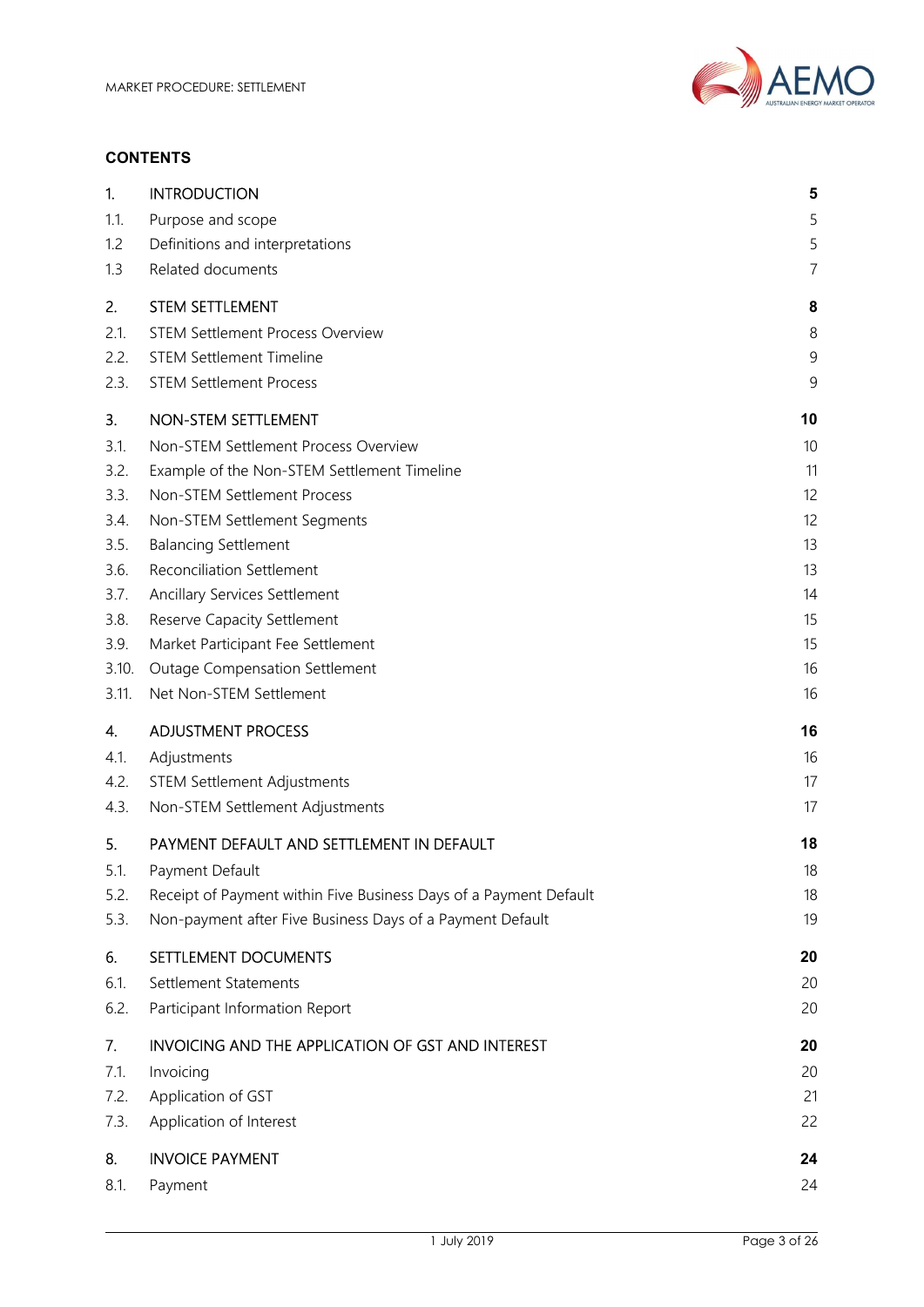## CONTENTS

| | | |
|---|---|---|
| **1.** | **INTRODUCTION** | **5** |
| 1.1. | Purpose and scope | 5 |
| 1.2 | Definitions and interpretations | 5 |
| 1.3 | Related documents | 7 |
| **2.** | **STEM SETTLEMENT** | **8** |
| 2.1. | STEM Settlement Process Overview | 8 |
| 2.2. | STEM Settlement Timeline | 9 |
| 2.3. | STEM Settlement Process | 9 |
| **3.** | **NON-STEM SETTLEMENT** | **10** |
| 3.1. | Non-STEM Settlement Process Overview | 10 |
| 3.2. | Example of the Non-STEM Settlement Timeline | 11 |
| 3.3. | Non-STEM Settlement Process | 12 |
| 3.4. | Non-STEM Settlement Segments | 12 |
| 3.5. | Balancing Settlement | 13 |
| 3.6. | Reconciliation Settlement | 13 |
| 3.7. | Ancillary Services Settlement | 14 |
| 3.8. | Reserve Capacity Settlement | 15 |
| 3.9. | Market Participant Fee Settlement | 15 |
| 3.10. | Outage Compensation Settlement | 16 |
| 3.11. | Net Non-STEM Settlement | 16 |
| **4.** | **ADJUSTMENT PROCESS** | **16** |
| 4.1. | Adjustments | 16 |
| 4.2. | STEM Settlement Adjustments | 17 |
| 4.3. | Non-STEM Settlement Adjustments | 17 |
| **5.** | **PAYMENT DEFAULT AND SETTLEMENT IN DEFAULT** | **18** |
| 5.1. | Payment Default | 18 |
| 5.2. | Receipt of Payment within Five Business Days of a Payment Default | 18 |
| 5.3. | Non-payment after Five Business Days of a Payment Default | 19 |
| **6.** | **SETTLEMENT DOCUMENTS** | **20** |
| 6.1. | Settlement Statements | 20 |
| 6.2. | Participant Information Report | 20 |
| **7.** | **INVOICING AND THE APPLICATION OF GST AND INTEREST** | **20** |
| 7.1. | Invoicing | 20 |
| 7.2. | Application of GST | 21 |
| 7.3. | Application of Interest | 22 |
| **8.** | **INVOICE PAYMENT** | **24** |
| 8.1. | Payment | 24 |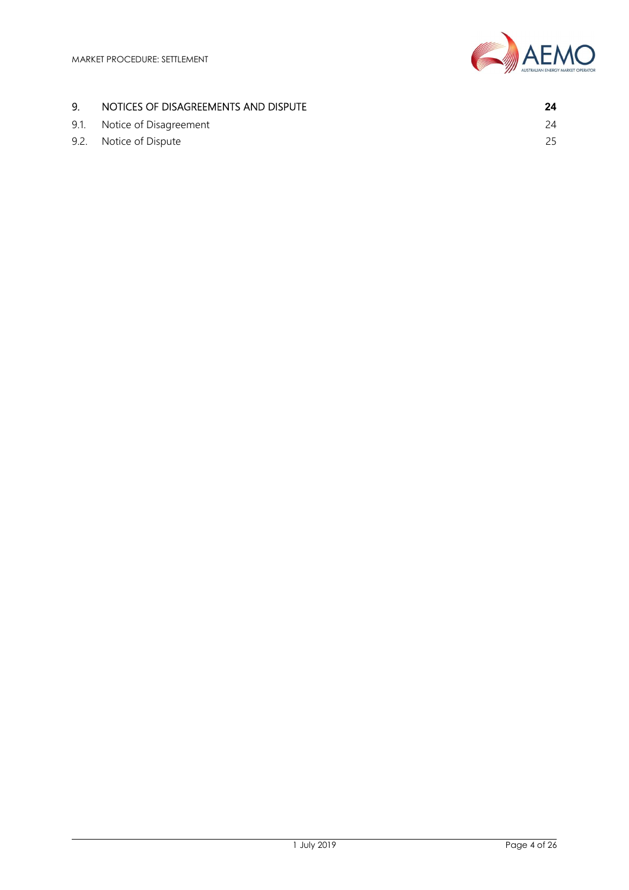| | | |
|---|---|---|
| 9. | NOTICES OF DISAGREEMENTS AND DISPUTE | **24** |
| 9.1. | Notice of Disagreement | 24 |
| 9.2. | Notice of Dispute | 25 |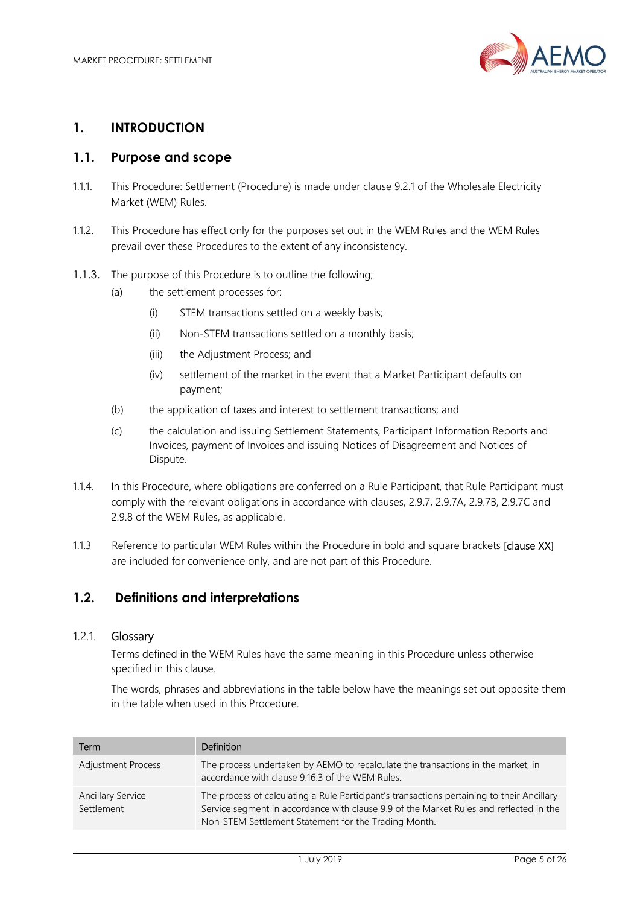# 1. INTRODUCTION

## 1.1. Purpose and scope

1.1.1. This Procedure: Settlement (Procedure) is made under clause 9.2.1 of the Wholesale Electricity Market (WEM) Rules.

1.1.2. This Procedure has effect only for the purposes set out in the WEM Rules and the WEM Rules prevail over these Procedures to the extent of any inconsistency.

1.1.3. The purpose of this Procedure is to outline the following;

- (a) the settlement processes for:
  - (i) STEM transactions settled on a weekly basis;
  - (ii) Non-STEM transactions settled on a monthly basis;
  - (iii) the Adjustment Process; and
  - (iv) settlement of the market in the event that a Market Participant defaults on payment;
- (b) the application of taxes and interest to settlement transactions; and
- (c) the calculation and issuing Settlement Statements, Participant Information Reports and Invoices, payment of Invoices and issuing Notices of Disagreement and Notices of Dispute.

1.1.4. In this Procedure, where obligations are conferred on a Rule Participant, that Rule Participant must comply with the relevant obligations in accordance with clauses, 2.9.7, 2.9.7A, 2.9.7B, 2.9.7C and 2.9.8 of the WEM Rules, as applicable.

1.1.3 Reference to particular WEM Rules within the Procedure in bold and square brackets [clause XX] are included for convenience only, and are not part of this Procedure.

## 1.2. Definitions and interpretations

### 1.2.1. Glossary

Terms defined in the WEM Rules have the same meaning in this Procedure unless otherwise specified in this clause.

The words, phrases and abbreviations in the table below have the meanings set out opposite them in the table when used in this Procedure.

| Term | Definition |
|---|---|
| Adjustment Process | The process undertaken by AEMO to recalculate the transactions in the market, in accordance with clause 9.16.3 of the WEM Rules. |
| Ancillary Service Settlement | The process of calculating a Rule Participant's transactions pertaining to their Ancillary Service segment in accordance with clause 9.9 of the Market Rules and reflected in the Non-STEM Settlement Statement for the Trading Month. |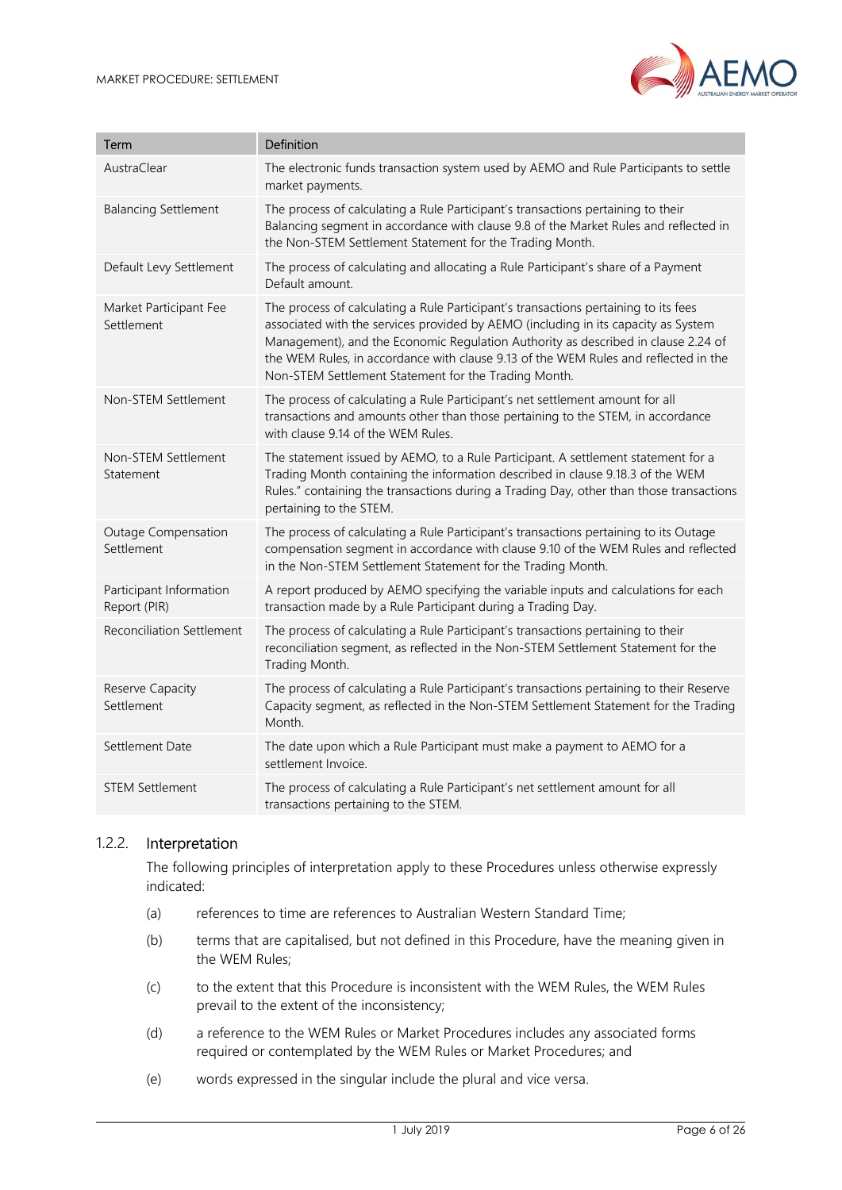| Term | Definition |
| --- | --- |
| AustraClear | The electronic funds transaction system used by AEMO and Rule Participants to settle market payments. |
| Balancing Settlement | The process of calculating a Rule Participant's transactions pertaining to their Balancing segment in accordance with clause 9.8 of the Market Rules and reflected in the Non-STEM Settlement Statement for the Trading Month. |
| Default Levy Settlement | The process of calculating and allocating a Rule Participant's share of a Payment Default amount. |
| Market Participant Fee Settlement | The process of calculating a Rule Participant's transactions pertaining to its fees associated with the services provided by AEMO (including in its capacity as System Management), and the Economic Regulation Authority as described in clause 2.24 of the WEM Rules, in accordance with clause 9.13 of the WEM Rules and reflected in the Non-STEM Settlement Statement for the Trading Month. |
| Non-STEM Settlement | The process of calculating a Rule Participant's net settlement amount for all transactions and amounts other than those pertaining to the STEM, in accordance with clause 9.14 of the WEM Rules. |
| Non-STEM Settlement Statement | The statement issued by AEMO, to a Rule Participant. A settlement statement for a Trading Month containing the information described in clause 9.18.3 of the WEM Rules." containing the transactions during a Trading Day, other than those transactions pertaining to the STEM. |
| Outage Compensation Settlement | The process of calculating a Rule Participant's transactions pertaining to its Outage compensation segment in accordance with clause 9.10 of the WEM Rules and reflected in the Non-STEM Settlement Statement for the Trading Month. |
| Participant Information Report (PIR) | A report produced by AEMO specifying the variable inputs and calculations for each transaction made by a Rule Participant during a Trading Day. |
| Reconciliation Settlement | The process of calculating a Rule Participant's transactions pertaining to their reconciliation segment, as reflected in the Non-STEM Settlement Statement for the Trading Month. |
| Reserve Capacity Settlement | The process of calculating a Rule Participant's transactions pertaining to their Reserve Capacity segment, as reflected in the Non-STEM Settlement Statement for the Trading Month. |
| Settlement Date | The date upon which a Rule Participant must make a payment to AEMO for a settlement Invoice. |
| STEM Settlement | The process of calculating a Rule Participant's net settlement amount for all transactions pertaining to the STEM. |

### 1.2.2. Interpretation

The following principles of interpretation apply to these Procedures unless otherwise expressly indicated:

(a) references to time are references to Australian Western Standard Time;

(b) terms that are capitalised, but not defined in this Procedure, have the meaning given in the WEM Rules;

(c) to the extent that this Procedure is inconsistent with the WEM Rules, the WEM Rules prevail to the extent of the inconsistency;

(d) a reference to the WEM Rules or Market Procedures includes any associated forms required or contemplated by the WEM Rules or Market Procedures; and

(e) words expressed in the singular include the plural and vice versa.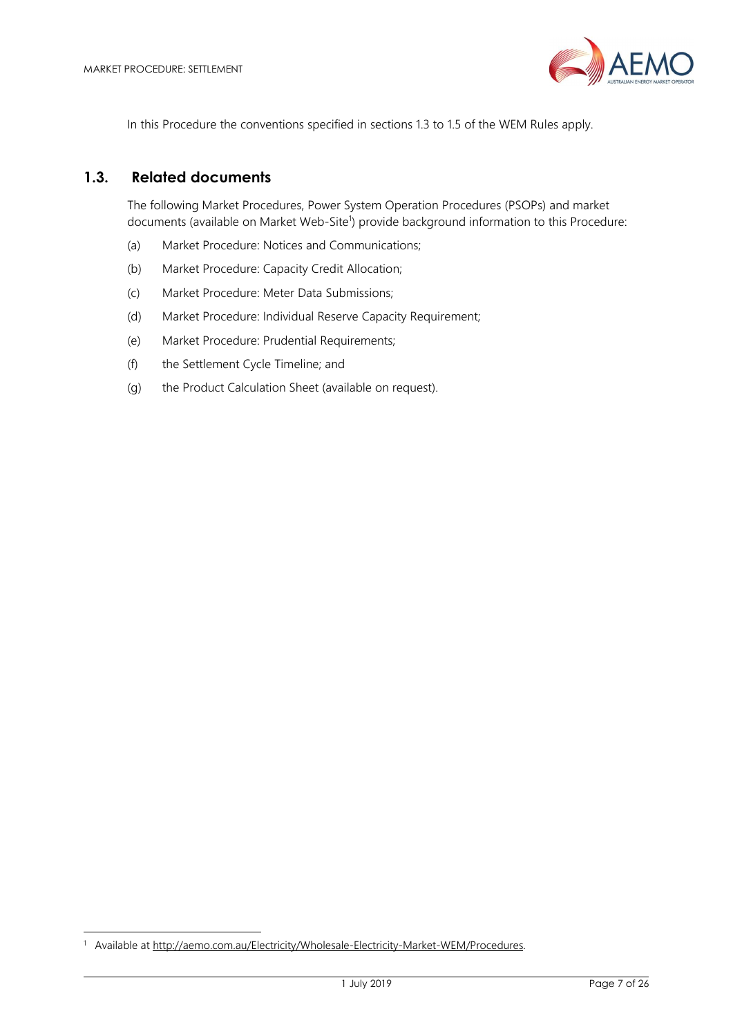In this Procedure the conventions specified in sections 1.3 to 1.5 of the WEM Rules apply.

## 1.3. Related documents

The following Market Procedures, Power System Operation Procedures (PSOPs) and market documents (available on Market Web-Site[1]) provide background information to this Procedure:

(a) Market Procedure: Notices and Communications;

(b) Market Procedure: Capacity Credit Allocation;

(c) Market Procedure: Meter Data Submissions;

(d) Market Procedure: Individual Reserve Capacity Requirement;

(e) Market Procedure: Prudential Requirements;

(f) the Settlement Cycle Timeline; and

(g) the Product Calculation Sheet (available on request).

[1] Available at http://aemo.com.au/Electricity/Wholesale-Electricity-Market-WEM/Procedures.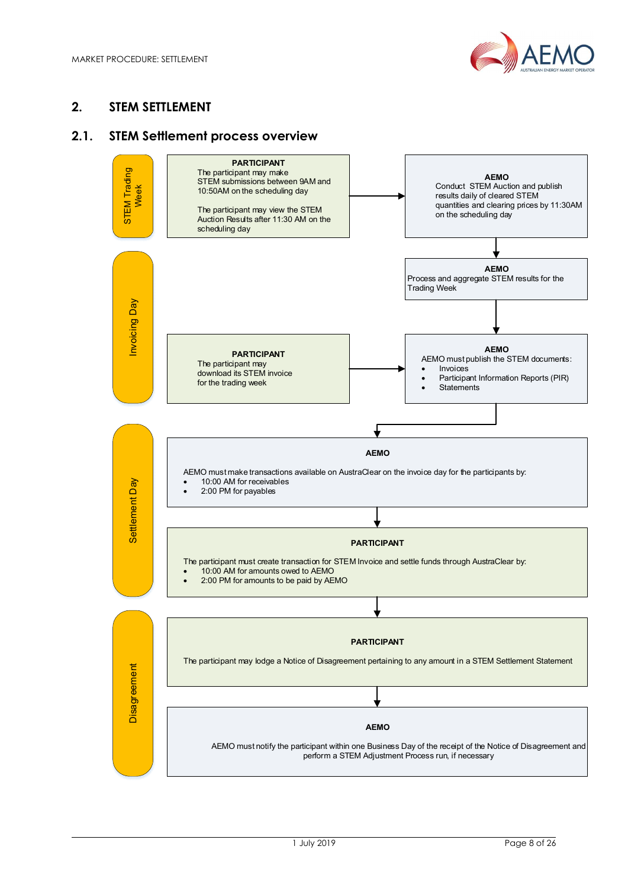## 2. STEM SETTLEMENT

### 2.1. STEM Settlement process overview

**STEM Trading Week**

**PARTICIPANT**
The participant may make STEM submissions between 9AM and 10:50AM on the scheduling day

The participant may view the STEM Auction Results after 11:30 AM on the scheduling day

**AEMO**
Conduct STEM Auction and publish results daily of cleared STEM quantities and clearing prices by 11:30AM on the scheduling day

**Invoicing Day**

**AEMO**
Process and aggregate STEM results for the Trading Week

**PARTICIPANT**
The participant may download its STEM invoice for the trading week

**AEMO**
AEMO must publish the STEM documents:
- Invoices
- Participant Information Reports (PIR)
- Statements

**Settlement Day**

**AEMO**

AEMO must make transactions available on AustraClear on the invoice day for the participants by:
- 10:00 AM for receivables
- 2:00 PM for payables

**PARTICIPANT**

The participant must create transaction for STEM Invoice and settle funds through AustraClear by:
- 10:00 AM for amounts owed to AEMO
- 2:00 PM for amounts to be paid by AEMO

**Disagreement**

**PARTICIPANT**

The participant may lodge a Notice of Disagreement pertaining to any amount in a STEM Settlement Statement

**AEMO**

AEMO must notify the participant within one Business Day of the receipt of the Notice of Disagreement and perform a STEM Adjustment Process run, if necessary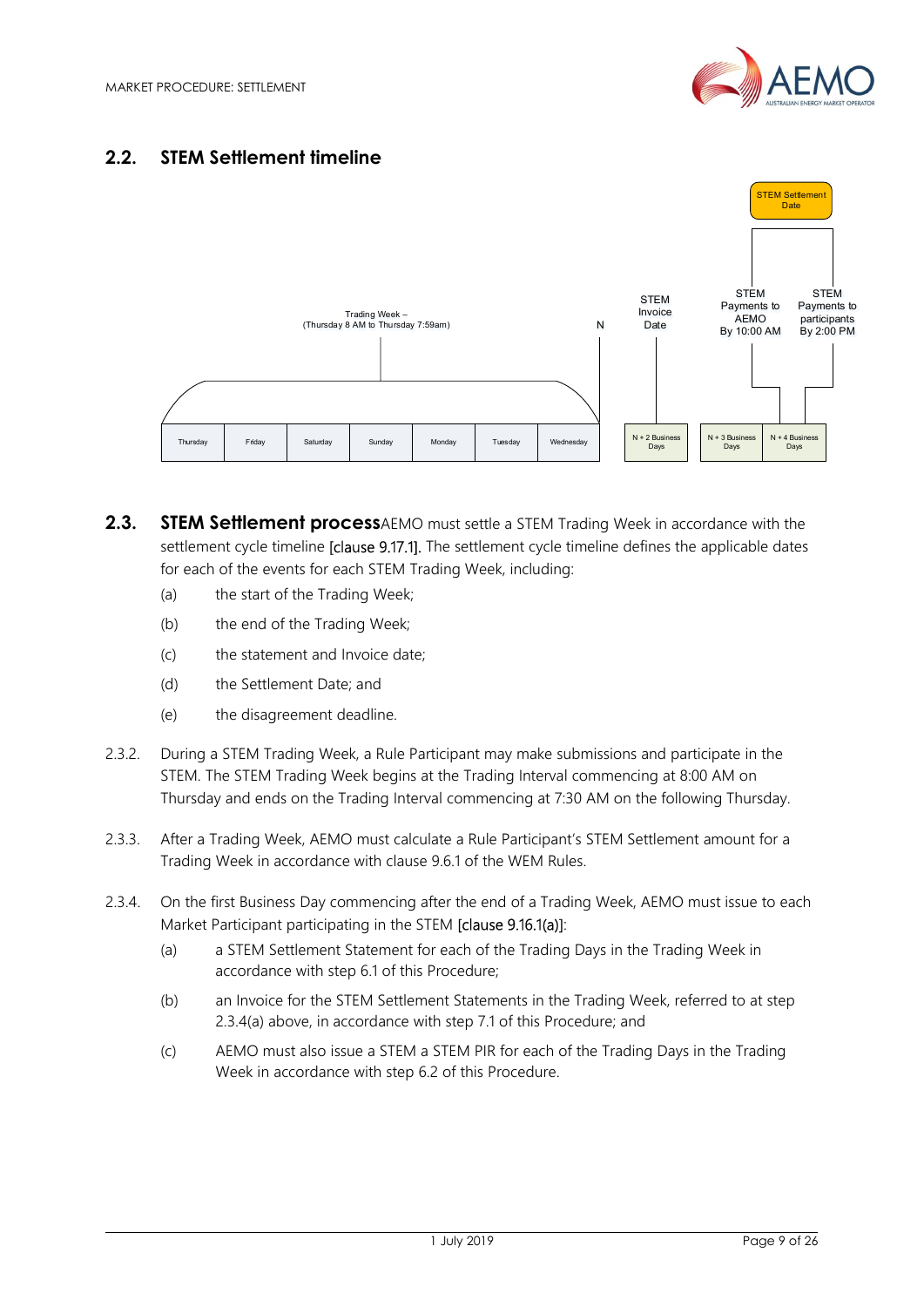## 2.2. STEM Settlement timeline

STEM Settlement Date

Trading Week – (Thursday 8 AM to Thursday 7:59am)

N

STEM Invoice Date

STEM Payments to AEMO By 10:00 AM

STEM Payments to participants By 2:00 PM

| Thursday | Friday | Saturday | Sunday | Monday | Tuesday | Wednesday |
|---|---|---|---|---|---|---|

| N + 2 Business Days | N + 3 Business Days | N + 4 Business Days |
|---|---|---|

## 2.3. STEM Settlement process

AEMO must settle a STEM Trading Week in accordance with the settlement cycle timeline [clause 9.17.1]. The settlement cycle timeline defines the applicable dates for each of the events for each STEM Trading Week, including:

(a) the start of the Trading Week;

(b) the end of the Trading Week;

(c) the statement and Invoice date;

(d) the Settlement Date; and

(e) the disagreement deadline.

2.3.2. During a STEM Trading Week, a Rule Participant may make submissions and participate in the STEM. The STEM Trading Week begins at the Trading Interval commencing at 8:00 AM on Thursday and ends on the Trading Interval commencing at 7:30 AM on the following Thursday.

2.3.3. After a Trading Week, AEMO must calculate a Rule Participant's STEM Settlement amount for a Trading Week in accordance with clause 9.6.1 of the WEM Rules.

2.3.4. On the first Business Day commencing after the end of a Trading Week, AEMO must issue to each Market Participant participating in the STEM [clause 9.16.1(a)]:

(a) a STEM Settlement Statement for each of the Trading Days in the Trading Week in accordance with step 6.1 of this Procedure;

(b) an Invoice for the STEM Settlement Statements in the Trading Week, referred to at step 2.3.4(a) above, in accordance with step 7.1 of this Procedure; and

(c) AEMO must also issue a STEM a STEM PIR for each of the Trading Days in the Trading Week in accordance with step 6.2 of this Procedure.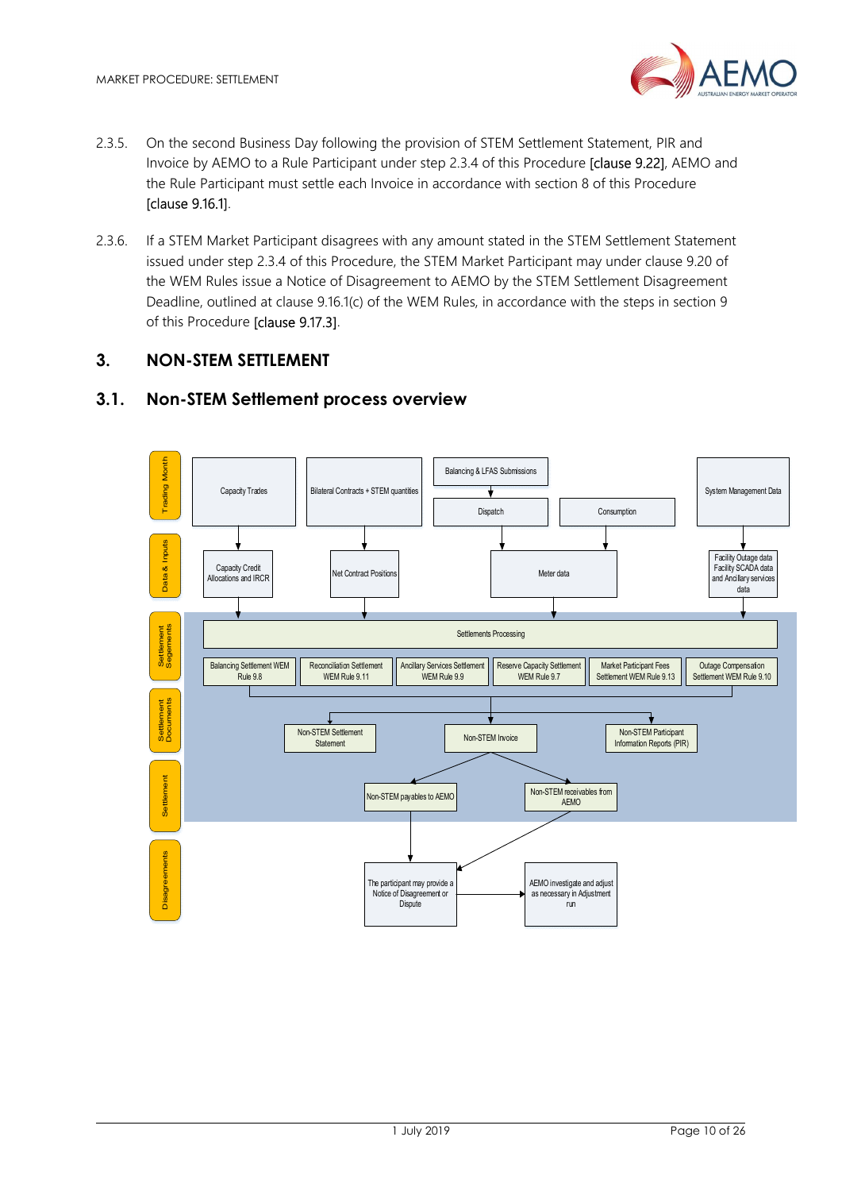2.3.5. On the second Business Day following the provision of STEM Settlement Statement, PIR and Invoice by AEMO to a Rule Participant under step 2.3.4 of this Procedure [clause 9.22], AEMO and the Rule Participant must settle each Invoice in accordance with section 8 of this Procedure [clause 9.16.1].

2.3.6. If a STEM Market Participant disagrees with any amount stated in the STEM Settlement Statement issued under step 2.3.4 of this Procedure, the STEM Market Participant may under clause 9.20 of the WEM Rules issue a Notice of Disagreement to AEMO by the STEM Settlement Disagreement Deadline, outlined at clause 9.16.1(c) of the WEM Rules, in accordance with the steps in section 9 of this Procedure [clause 9.17.3].

# 3. NON-STEM SETTLEMENT

## 3.1. Non-STEM Settlement process overview

Trading Month: Capacity Trades; Bilateral Contracts + STEM quantities; Balancing & LFAS Submissions → Dispatch; Consumption; System Management Data

Data & Inputs: Capacity Credit Allocations and IRCR; Net Contract Positions; Meter data; Facility Outage data, Facility SCADA data and Ancillary services data

Settlement Segements: Settlements Processing — Balancing Settlement WEM Rule 9.8; Reconciliation Settlement WEM Rule 9.11; Ancillary Services Settlement WEM Rule 9.9; Reserve Capacity Settlement WEM Rule 9.7; Market Participant Fees Settlement WEM Rule 9.13; Outage Compensation Settlement WEM Rule 9.10

Settlement Documents: Non-STEM Settlement Statement; Non-STEM Invoice; Non-STEM Participant Information Reports (PIR)

Settlement: Non-STEM payables to AEMO; Non-STEM receivables from AEMO

Disagreements: The participant may provide a Notice of Disagreement or Dispute → AEMO investigate and adjust as necessary in Adjustment run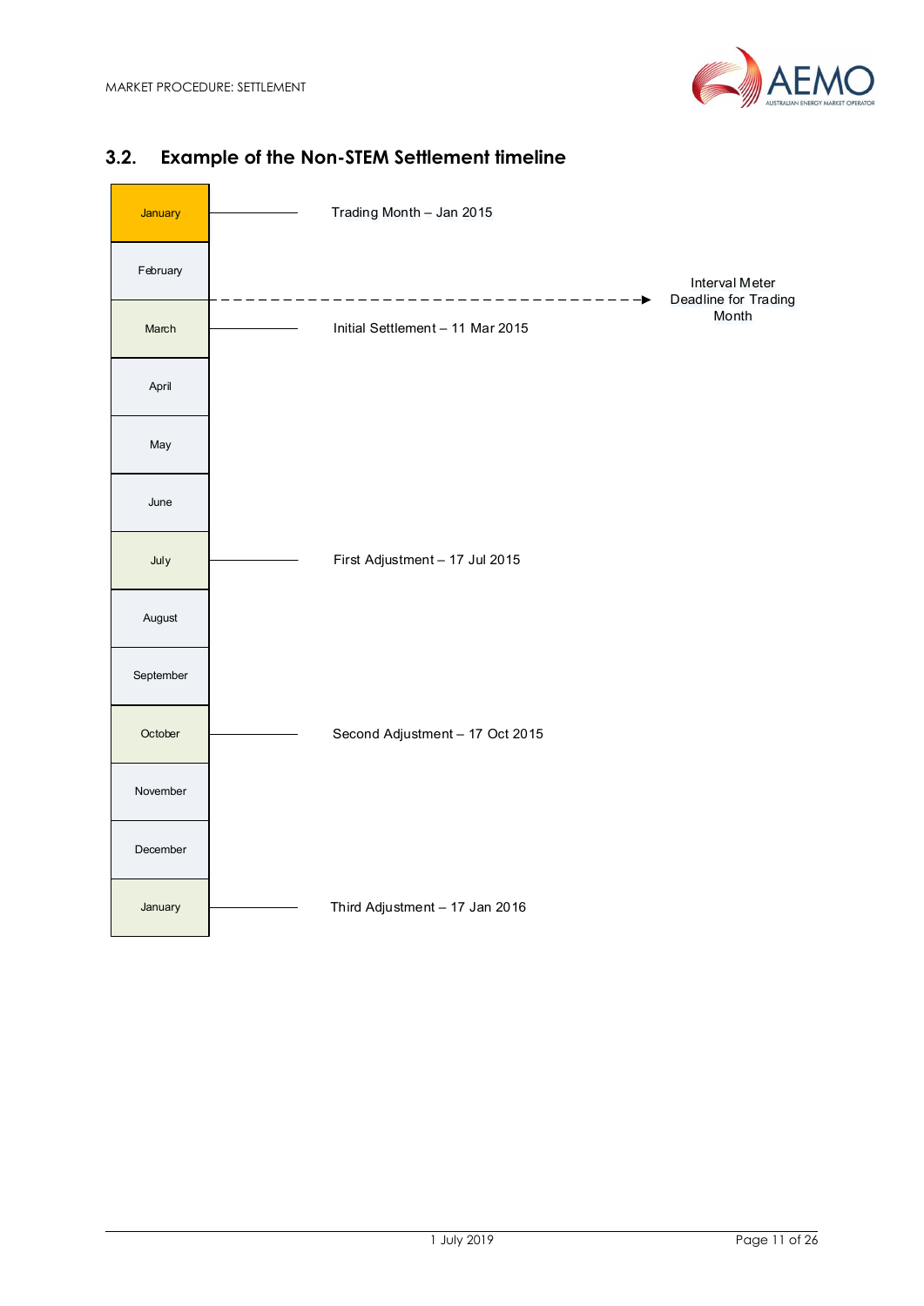## 3.2. Example of the Non-STEM Settlement timeline

| Month | Event |
| --- | --- |
| January | Trading Month – Jan 2015 |
| February | |
| (between February and March) | Interval Meter Deadline for Trading Month |
| March | Initial Settlement – 11 Mar 2015 |
| April | |
| May | |
| June | |
| July | First Adjustment – 17 Jul 2015 |
| August | |
| September | |
| October | Second Adjustment – 17 Oct 2015 |
| November | |
| December | |
| January | Third Adjustment – 17 Jan 2016 |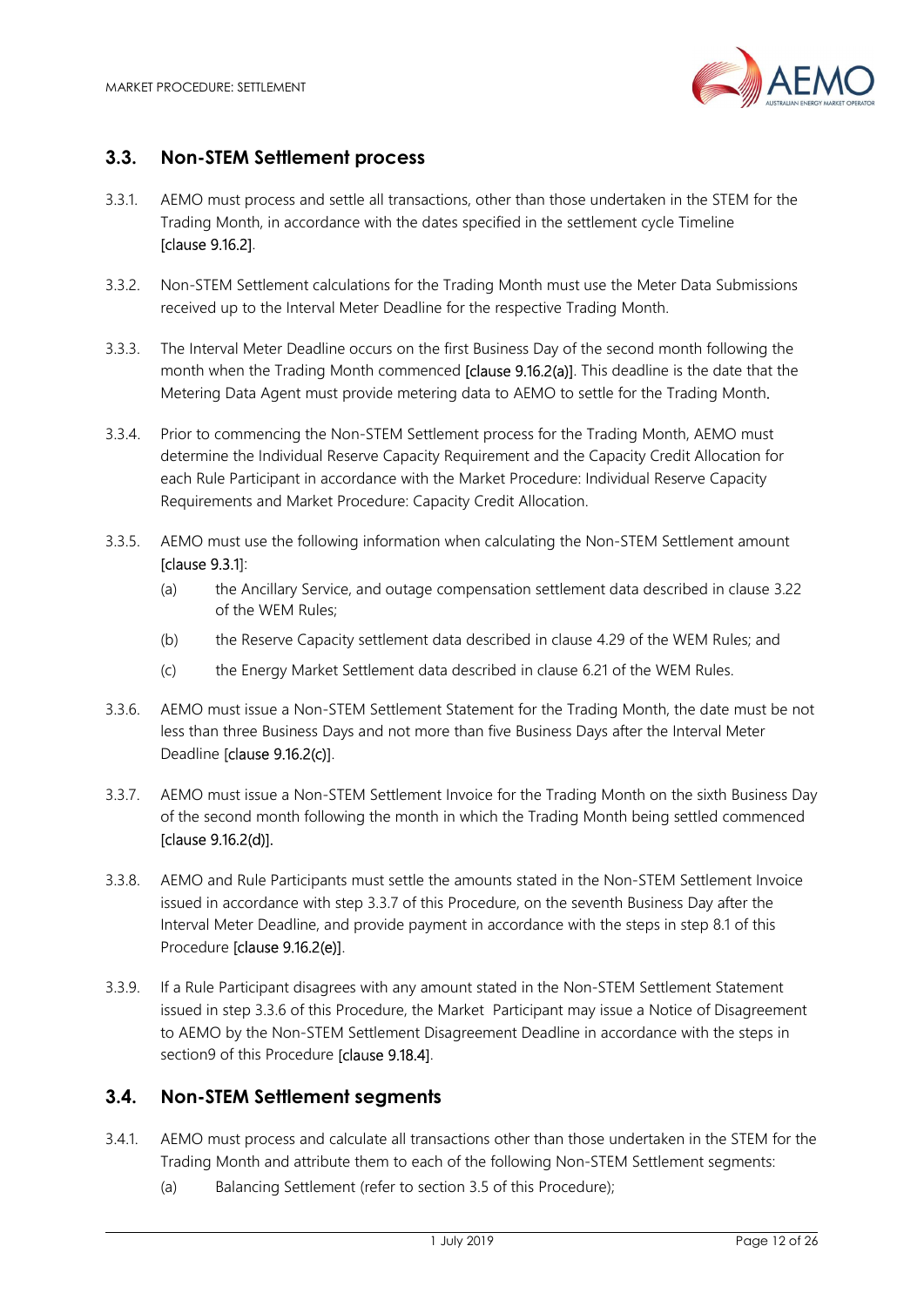## 3.3. Non-STEM Settlement process

3.3.1. AEMO must process and settle all transactions, other than those undertaken in the STEM for the Trading Month, in accordance with the dates specified in the settlement cycle Timeline [clause 9.16.2].

3.3.2. Non-STEM Settlement calculations for the Trading Month must use the Meter Data Submissions received up to the Interval Meter Deadline for the respective Trading Month.

3.3.3. The Interval Meter Deadline occurs on the first Business Day of the second month following the month when the Trading Month commenced [clause 9.16.2(a)]. This deadline is the date that the Metering Data Agent must provide metering data to AEMO to settle for the Trading Month.

3.3.4. Prior to commencing the Non-STEM Settlement process for the Trading Month, AEMO must determine the Individual Reserve Capacity Requirement and the Capacity Credit Allocation for each Rule Participant in accordance with the Market Procedure: Individual Reserve Capacity Requirements and Market Procedure: Capacity Credit Allocation.

3.3.5. AEMO must use the following information when calculating the Non-STEM Settlement amount [clause 9.3.1]:

(a) the Ancillary Service, and outage compensation settlement data described in clause 3.22 of the WEM Rules;

(b) the Reserve Capacity settlement data described in clause 4.29 of the WEM Rules; and

(c) the Energy Market Settlement data described in clause 6.21 of the WEM Rules.

3.3.6. AEMO must issue a Non-STEM Settlement Statement for the Trading Month, the date must be not less than three Business Days and not more than five Business Days after the Interval Meter Deadline [clause 9.16.2(c)].

3.3.7. AEMO must issue a Non-STEM Settlement Invoice for the Trading Month on the sixth Business Day of the second month following the month in which the Trading Month being settled commenced [clause 9.16.2(d)].

3.3.8. AEMO and Rule Participants must settle the amounts stated in the Non-STEM Settlement Invoice issued in accordance with step 3.3.7 of this Procedure, on the seventh Business Day after the Interval Meter Deadline, and provide payment in accordance with the steps in step 8.1 of this Procedure [clause 9.16.2(e)].

3.3.9. If a Rule Participant disagrees with any amount stated in the Non-STEM Settlement Statement issued in step 3.3.6 of this Procedure, the Market Participant may issue a Notice of Disagreement to AEMO by the Non-STEM Settlement Disagreement Deadline in accordance with the steps in section9 of this Procedure [clause 9.18.4].

## 3.4. Non-STEM Settlement segments

3.4.1. AEMO must process and calculate all transactions other than those undertaken in the STEM for the Trading Month and attribute them to each of the following Non-STEM Settlement segments:

(a) Balancing Settlement (refer to section 3.5 of this Procedure);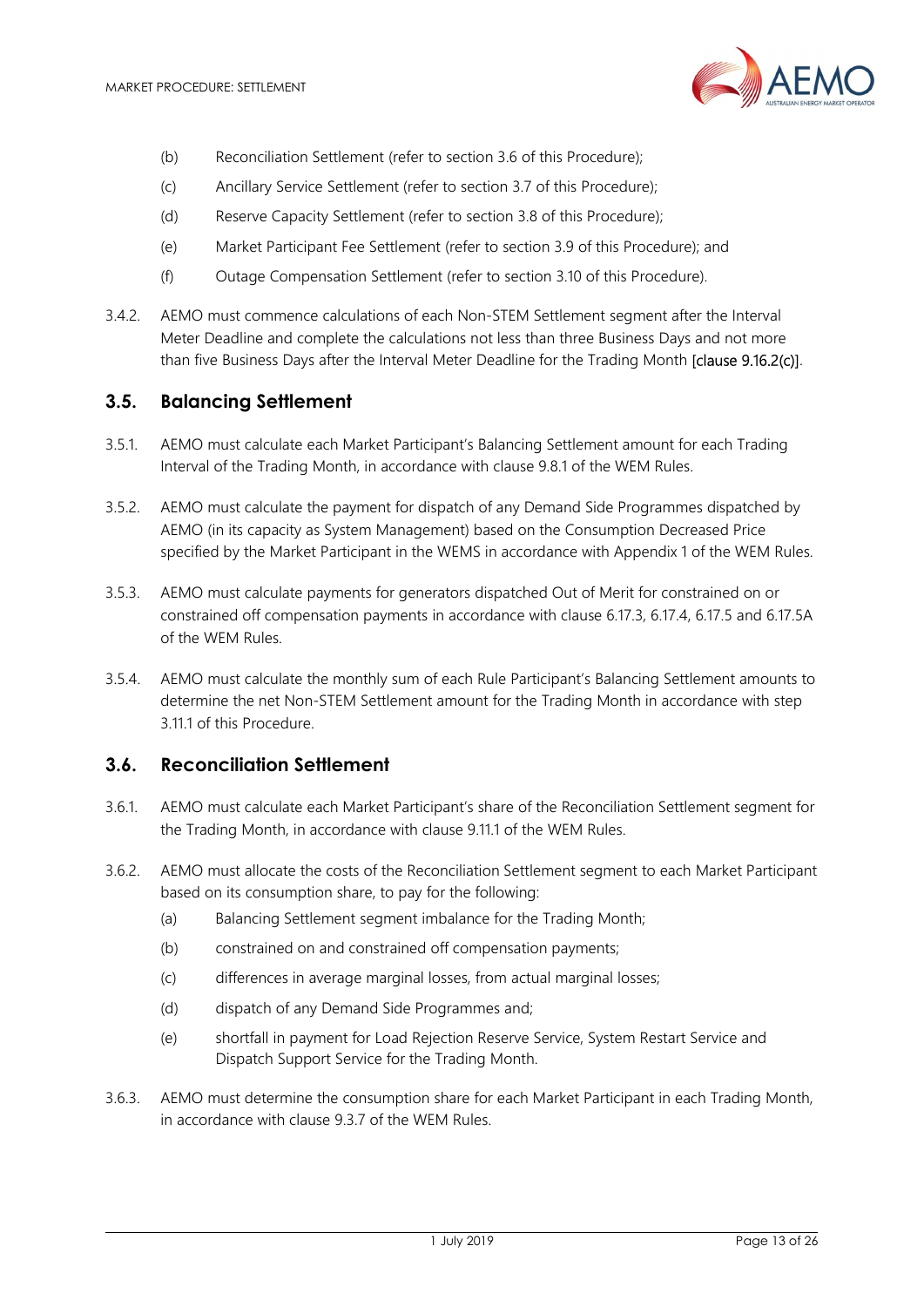(b) Reconciliation Settlement (refer to section 3.6 of this Procedure);

(c) Ancillary Service Settlement (refer to section 3.7 of this Procedure);

(d) Reserve Capacity Settlement (refer to section 3.8 of this Procedure);

(e) Market Participant Fee Settlement (refer to section 3.9 of this Procedure); and

(f) Outage Compensation Settlement (refer to section 3.10 of this Procedure).

3.4.2. AEMO must commence calculations of each Non-STEM Settlement segment after the Interval Meter Deadline and complete the calculations not less than three Business Days and not more than five Business Days after the Interval Meter Deadline for the Trading Month [clause 9.16.2(c)].

## 3.5. Balancing Settlement

3.5.1. AEMO must calculate each Market Participant's Balancing Settlement amount for each Trading Interval of the Trading Month, in accordance with clause 9.8.1 of the WEM Rules.

3.5.2. AEMO must calculate the payment for dispatch of any Demand Side Programmes dispatched by AEMO (in its capacity as System Management) based on the Consumption Decreased Price specified by the Market Participant in the WEMS in accordance with Appendix 1 of the WEM Rules.

3.5.3. AEMO must calculate payments for generators dispatched Out of Merit for constrained on or constrained off compensation payments in accordance with clause 6.17.3, 6.17.4, 6.17.5 and 6.17.5A of the WEM Rules.

3.5.4. AEMO must calculate the monthly sum of each Rule Participant's Balancing Settlement amounts to determine the net Non-STEM Settlement amount for the Trading Month in accordance with step 3.11.1 of this Procedure.

## 3.6. Reconciliation Settlement

3.6.1. AEMO must calculate each Market Participant's share of the Reconciliation Settlement segment for the Trading Month, in accordance with clause 9.11.1 of the WEM Rules.

3.6.2. AEMO must allocate the costs of the Reconciliation Settlement segment to each Market Participant based on its consumption share, to pay for the following:

(a) Balancing Settlement segment imbalance for the Trading Month;

(b) constrained on and constrained off compensation payments;

(c) differences in average marginal losses, from actual marginal losses;

(d) dispatch of any Demand Side Programmes and;

(e) shortfall in payment for Load Rejection Reserve Service, System Restart Service and Dispatch Support Service for the Trading Month.

3.6.3. AEMO must determine the consumption share for each Market Participant in each Trading Month, in accordance with clause 9.3.7 of the WEM Rules.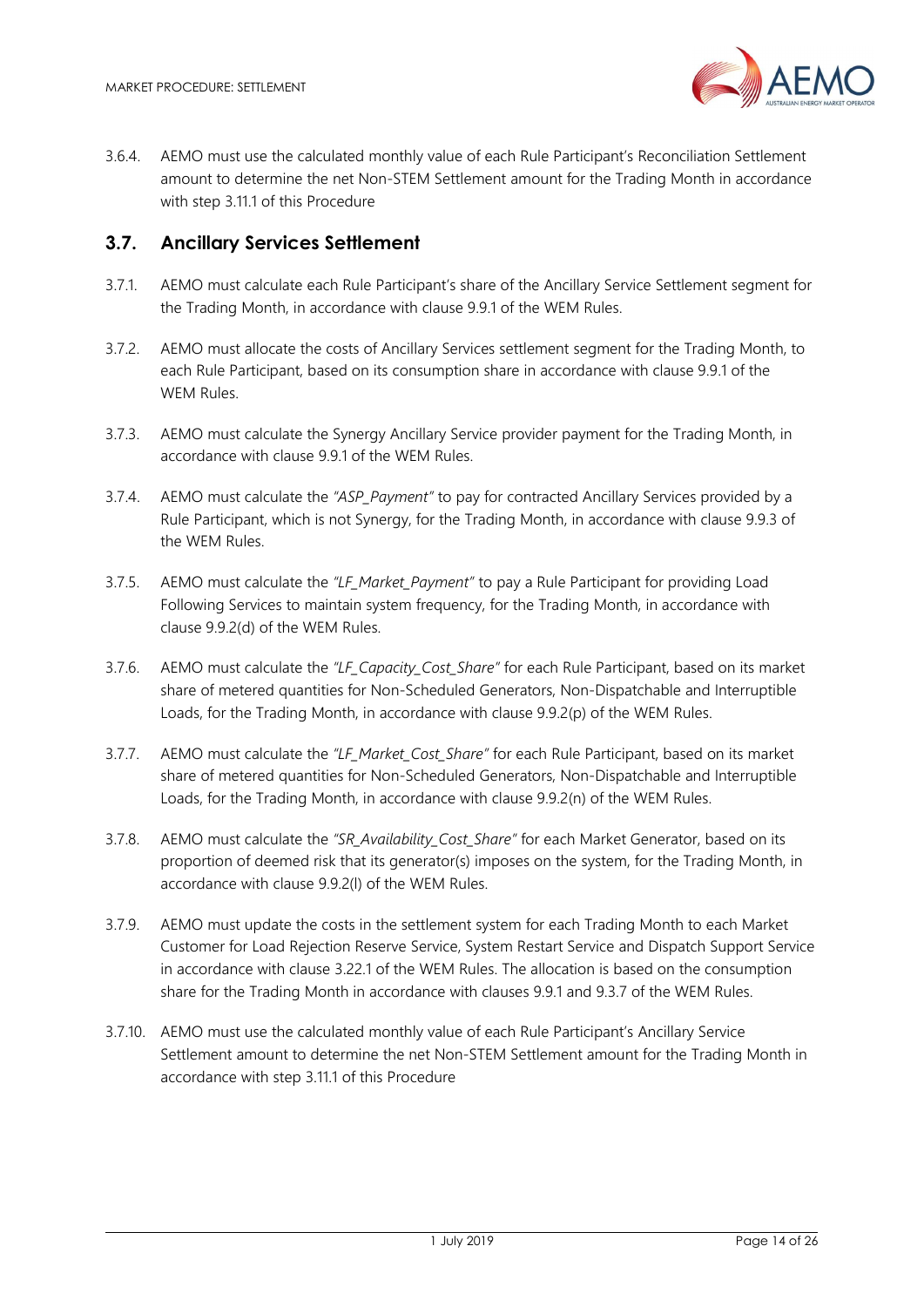3.6.4. AEMO must use the calculated monthly value of each Rule Participant's Reconciliation Settlement amount to determine the net Non-STEM Settlement amount for the Trading Month in accordance with step 3.11.1 of this Procedure

## 3.7. Ancillary Services Settlement

3.7.1. AEMO must calculate each Rule Participant's share of the Ancillary Service Settlement segment for the Trading Month, in accordance with clause 9.9.1 of the WEM Rules.

3.7.2. AEMO must allocate the costs of Ancillary Services settlement segment for the Trading Month, to each Rule Participant, based on its consumption share in accordance with clause 9.9.1 of the WEM Rules.

3.7.3. AEMO must calculate the Synergy Ancillary Service provider payment for the Trading Month, in accordance with clause 9.9.1 of the WEM Rules.

3.7.4. AEMO must calculate the *"ASP_Payment"* to pay for contracted Ancillary Services provided by a Rule Participant, which is not Synergy, for the Trading Month, in accordance with clause 9.9.3 of the WEM Rules.

3.7.5. AEMO must calculate the *"LF_Market_Payment"* to pay a Rule Participant for providing Load Following Services to maintain system frequency, for the Trading Month, in accordance with clause 9.9.2(d) of the WEM Rules.

3.7.6. AEMO must calculate the *"LF_Capacity_Cost_Share"* for each Rule Participant, based on its market share of metered quantities for Non-Scheduled Generators, Non-Dispatchable and Interruptible Loads, for the Trading Month, in accordance with clause 9.9.2(p) of the WEM Rules.

3.7.7. AEMO must calculate the *"LF_Market_Cost_Share"* for each Rule Participant, based on its market share of metered quantities for Non-Scheduled Generators, Non-Dispatchable and Interruptible Loads, for the Trading Month, in accordance with clause 9.9.2(n) of the WEM Rules.

3.7.8. AEMO must calculate the *"SR_Availability_Cost_Share"* for each Market Generator, based on its proportion of deemed risk that its generator(s) imposes on the system, for the Trading Month, in accordance with clause 9.9.2(l) of the WEM Rules.

3.7.9. AEMO must update the costs in the settlement system for each Trading Month to each Market Customer for Load Rejection Reserve Service, System Restart Service and Dispatch Support Service in accordance with clause 3.22.1 of the WEM Rules. The allocation is based on the consumption share for the Trading Month in accordance with clauses 9.9.1 and 9.3.7 of the WEM Rules.

3.7.10. AEMO must use the calculated monthly value of each Rule Participant's Ancillary Service Settlement amount to determine the net Non-STEM Settlement amount for the Trading Month in accordance with step 3.11.1 of this Procedure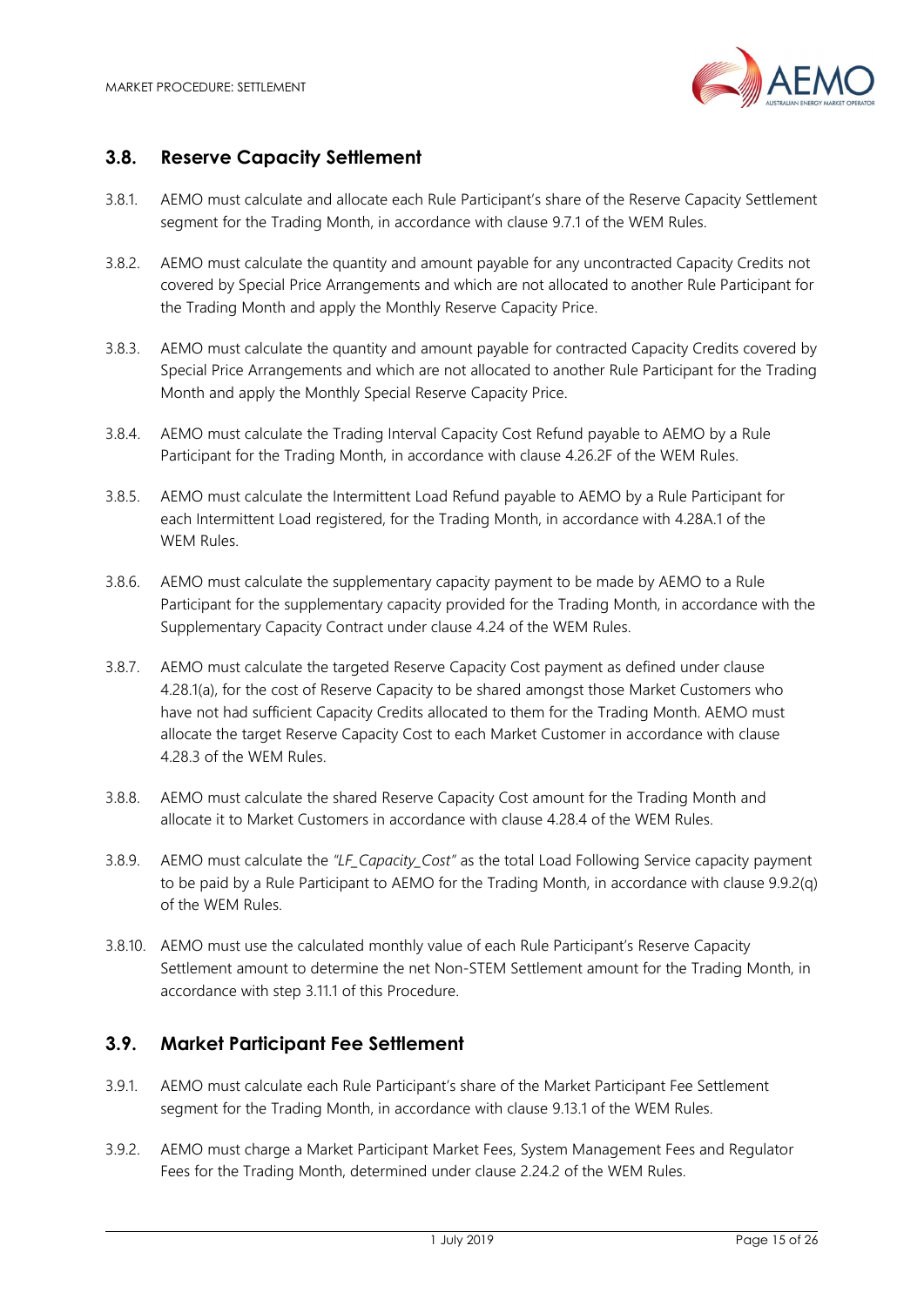## 3.8. Reserve Capacity Settlement

3.8.1. AEMO must calculate and allocate each Rule Participant's share of the Reserve Capacity Settlement segment for the Trading Month, in accordance with clause 9.7.1 of the WEM Rules.

3.8.2. AEMO must calculate the quantity and amount payable for any uncontracted Capacity Credits not covered by Special Price Arrangements and which are not allocated to another Rule Participant for the Trading Month and apply the Monthly Reserve Capacity Price.

3.8.3. AEMO must calculate the quantity and amount payable for contracted Capacity Credits covered by Special Price Arrangements and which are not allocated to another Rule Participant for the Trading Month and apply the Monthly Special Reserve Capacity Price.

3.8.4. AEMO must calculate the Trading Interval Capacity Cost Refund payable to AEMO by a Rule Participant for the Trading Month, in accordance with clause 4.26.2F of the WEM Rules.

3.8.5. AEMO must calculate the Intermittent Load Refund payable to AEMO by a Rule Participant for each Intermittent Load registered, for the Trading Month, in accordance with 4.28A.1 of the WEM Rules.

3.8.6. AEMO must calculate the supplementary capacity payment to be made by AEMO to a Rule Participant for the supplementary capacity provided for the Trading Month, in accordance with the Supplementary Capacity Contract under clause 4.24 of the WEM Rules.

3.8.7. AEMO must calculate the targeted Reserve Capacity Cost payment as defined under clause 4.28.1(a), for the cost of Reserve Capacity to be shared amongst those Market Customers who have not had sufficient Capacity Credits allocated to them for the Trading Month. AEMO must allocate the target Reserve Capacity Cost to each Market Customer in accordance with clause 4.28.3 of the WEM Rules.

3.8.8. AEMO must calculate the shared Reserve Capacity Cost amount for the Trading Month and allocate it to Market Customers in accordance with clause 4.28.4 of the WEM Rules.

3.8.9. AEMO must calculate the *"LF_Capacity_Cost"* as the total Load Following Service capacity payment to be paid by a Rule Participant to AEMO for the Trading Month, in accordance with clause 9.9.2(q) of the WEM Rules.

3.8.10. AEMO must use the calculated monthly value of each Rule Participant's Reserve Capacity Settlement amount to determine the net Non-STEM Settlement amount for the Trading Month, in accordance with step 3.11.1 of this Procedure.

## 3.9. Market Participant Fee Settlement

3.9.1. AEMO must calculate each Rule Participant's share of the Market Participant Fee Settlement segment for the Trading Month, in accordance with clause 9.13.1 of the WEM Rules.

3.9.2. AEMO must charge a Market Participant Market Fees, System Management Fees and Regulator Fees for the Trading Month, determined under clause 2.24.2 of the WEM Rules.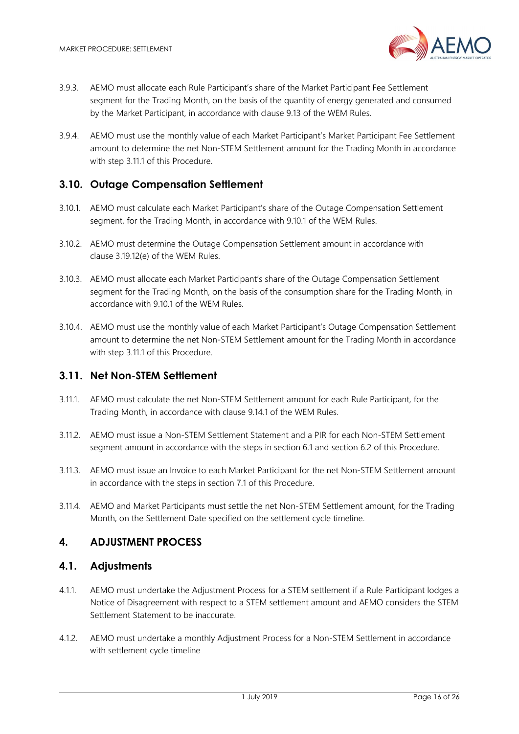3.9.3. AEMO must allocate each Rule Participant's share of the Market Participant Fee Settlement segment for the Trading Month, on the basis of the quantity of energy generated and consumed by the Market Participant, in accordance with clause 9.13 of the WEM Rules.

3.9.4. AEMO must use the monthly value of each Market Participant's Market Participant Fee Settlement amount to determine the net Non-STEM Settlement amount for the Trading Month in accordance with step 3.11.1 of this Procedure.

## 3.10. Outage Compensation Settlement

3.10.1. AEMO must calculate each Market Participant's share of the Outage Compensation Settlement segment, for the Trading Month, in accordance with 9.10.1 of the WEM Rules.

3.10.2. AEMO must determine the Outage Compensation Settlement amount in accordance with clause 3.19.12(e) of the WEM Rules.

3.10.3. AEMO must allocate each Market Participant's share of the Outage Compensation Settlement segment for the Trading Month, on the basis of the consumption share for the Trading Month, in accordance with 9.10.1 of the WEM Rules.

3.10.4. AEMO must use the monthly value of each Market Participant's Outage Compensation Settlement amount to determine the net Non-STEM Settlement amount for the Trading Month in accordance with step 3.11.1 of this Procedure.

## 3.11. Net Non-STEM Settlement

3.11.1. AEMO must calculate the net Non-STEM Settlement amount for each Rule Participant, for the Trading Month, in accordance with clause 9.14.1 of the WEM Rules.

3.11.2. AEMO must issue a Non-STEM Settlement Statement and a PIR for each Non-STEM Settlement segment amount in accordance with the steps in section 6.1 and section 6.2 of this Procedure.

3.11.3. AEMO must issue an Invoice to each Market Participant for the net Non-STEM Settlement amount in accordance with the steps in section 7.1 of this Procedure.

3.11.4. AEMO and Market Participants must settle the net Non-STEM Settlement amount, for the Trading Month, on the Settlement Date specified on the settlement cycle timeline.

# 4. ADJUSTMENT PROCESS

## 4.1. Adjustments

4.1.1. AEMO must undertake the Adjustment Process for a STEM settlement if a Rule Participant lodges a Notice of Disagreement with respect to a STEM settlement amount and AEMO considers the STEM Settlement Statement to be inaccurate.

4.1.2. AEMO must undertake a monthly Adjustment Process for a Non-STEM Settlement in accordance with settlement cycle timeline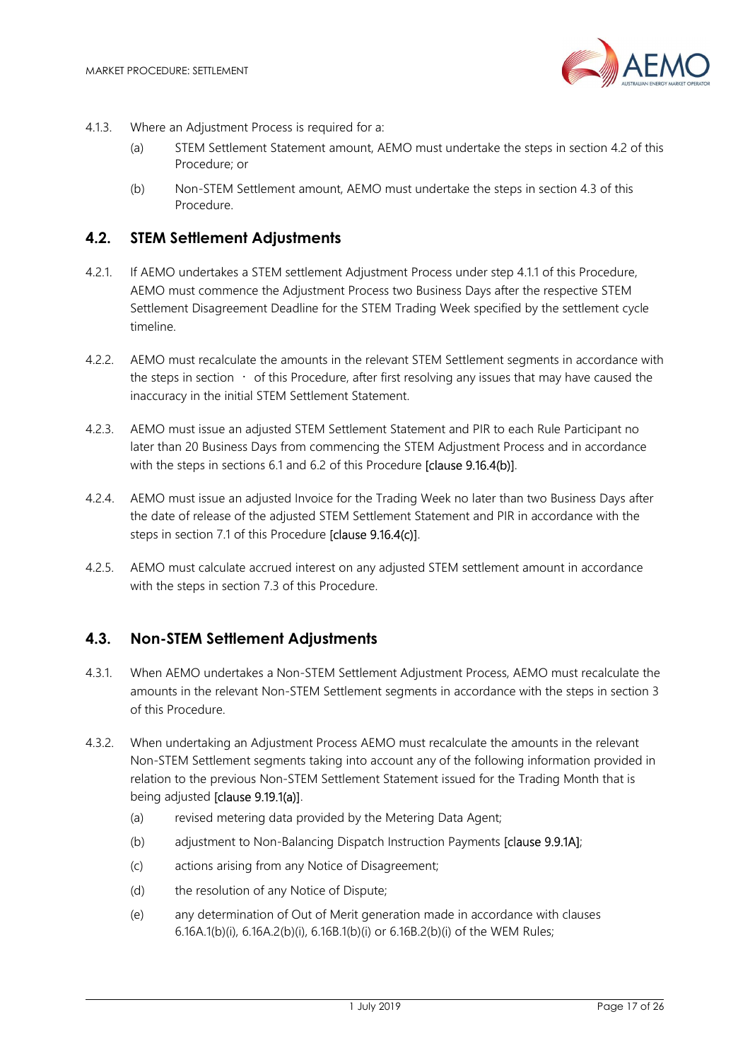4.1.3. Where an Adjustment Process is required for a:

(a) STEM Settlement Statement amount, AEMO must undertake the steps in section 4.2 of this Procedure; or

(b) Non-STEM Settlement amount, AEMO must undertake the steps in section 4.3 of this Procedure.

## 4.2. STEM Settlement Adjustments

4.2.1. If AEMO undertakes a STEM settlement Adjustment Process under step 4.1.1 of this Procedure, AEMO must commence the Adjustment Process two Business Days after the respective STEM Settlement Disagreement Deadline for the STEM Trading Week specified by the settlement cycle timeline.

4.2.2. AEMO must recalculate the amounts in the relevant STEM Settlement segments in accordance with the steps in section · of this Procedure, after first resolving any issues that may have caused the inaccuracy in the initial STEM Settlement Statement.

4.2.3. AEMO must issue an adjusted STEM Settlement Statement and PIR to each Rule Participant no later than 20 Business Days from commencing the STEM Adjustment Process and in accordance with the steps in sections 6.1 and 6.2 of this Procedure [clause 9.16.4(b)].

4.2.4. AEMO must issue an adjusted Invoice for the Trading Week no later than two Business Days after the date of release of the adjusted STEM Settlement Statement and PIR in accordance with the steps in section 7.1 of this Procedure [clause 9.16.4(c)].

4.2.5. AEMO must calculate accrued interest on any adjusted STEM settlement amount in accordance with the steps in section 7.3 of this Procedure.

## 4.3. Non-STEM Settlement Adjustments

4.3.1. When AEMO undertakes a Non-STEM Settlement Adjustment Process, AEMO must recalculate the amounts in the relevant Non-STEM Settlement segments in accordance with the steps in section 3 of this Procedure.

4.3.2. When undertaking an Adjustment Process AEMO must recalculate the amounts in the relevant Non-STEM Settlement segments taking into account any of the following information provided in relation to the previous Non-STEM Settlement Statement issued for the Trading Month that is being adjusted [clause 9.19.1(a)].

(a) revised metering data provided by the Metering Data Agent;

(b) adjustment to Non-Balancing Dispatch Instruction Payments [clause 9.9.1A];

(c) actions arising from any Notice of Disagreement;

(d) the resolution of any Notice of Dispute;

(e) any determination of Out of Merit generation made in accordance with clauses 6.16A.1(b)(i), 6.16A.2(b)(i), 6.16B.1(b)(i) or 6.16B.2(b)(i) of the WEM Rules;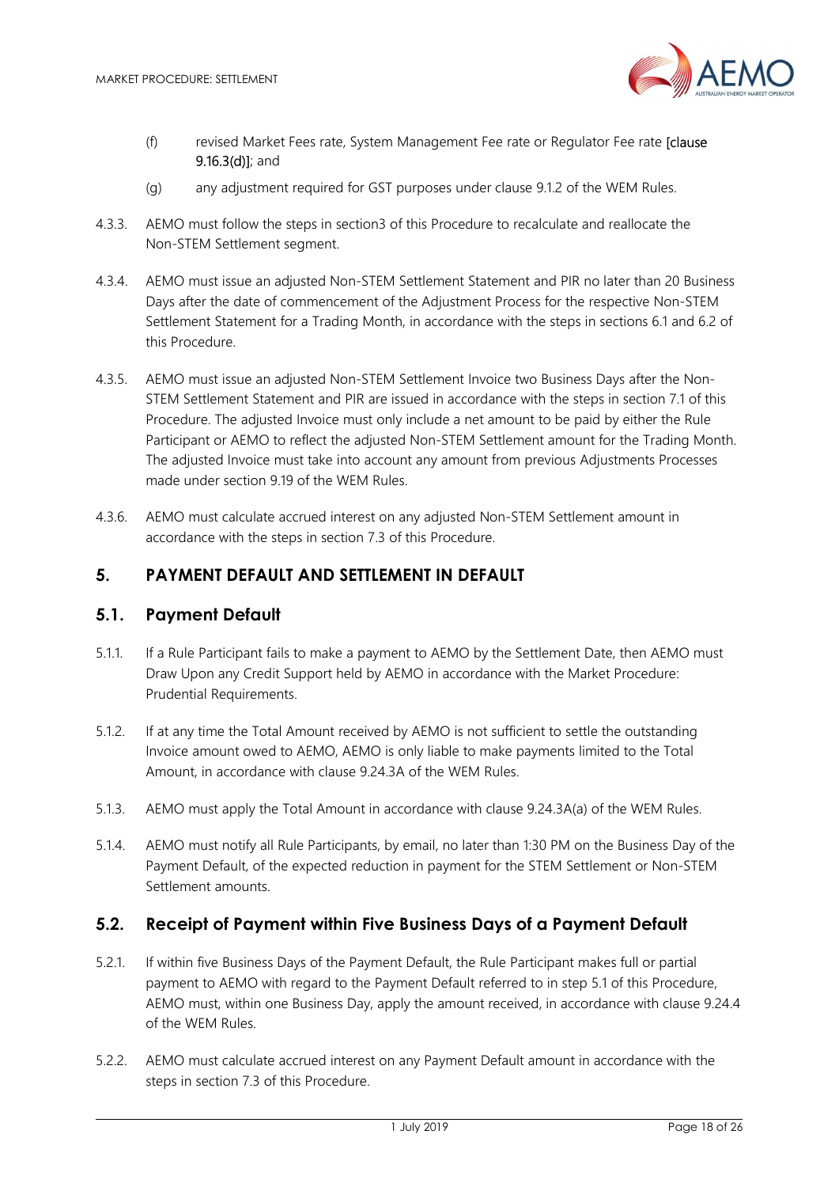(f) revised Market Fees rate, System Management Fee rate or Regulator Fee rate [clause 9.16.3(d)]; and

(g) any adjustment required for GST purposes under clause 9.1.2 of the WEM Rules.

4.3.3. AEMO must follow the steps in section3 of this Procedure to recalculate and reallocate the Non-STEM Settlement segment.

4.3.4. AEMO must issue an adjusted Non-STEM Settlement Statement and PIR no later than 20 Business Days after the date of commencement of the Adjustment Process for the respective Non-STEM Settlement Statement for a Trading Month, in accordance with the steps in sections 6.1 and 6.2 of this Procedure.

4.3.5. AEMO must issue an adjusted Non-STEM Settlement Invoice two Business Days after the Non-STEM Settlement Statement and PIR are issued in accordance with the steps in section 7.1 of this Procedure. The adjusted Invoice must only include a net amount to be paid by either the Rule Participant or AEMO to reflect the adjusted Non-STEM Settlement amount for the Trading Month. The adjusted Invoice must take into account any amount from previous Adjustments Processes made under section 9.19 of the WEM Rules.

4.3.6. AEMO must calculate accrued interest on any adjusted Non-STEM Settlement amount in accordance with the steps in section 7.3 of this Procedure.

# 5. PAYMENT DEFAULT AND SETTLEMENT IN DEFAULT

## 5.1. Payment Default

5.1.1. If a Rule Participant fails to make a payment to AEMO by the Settlement Date, then AEMO must Draw Upon any Credit Support held by AEMO in accordance with the Market Procedure: Prudential Requirements.

5.1.2. If at any time the Total Amount received by AEMO is not sufficient to settle the outstanding Invoice amount owed to AEMO, AEMO is only liable to make payments limited to the Total Amount, in accordance with clause 9.24.3A of the WEM Rules.

5.1.3. AEMO must apply the Total Amount in accordance with clause 9.24.3A(a) of the WEM Rules.

5.1.4. AEMO must notify all Rule Participants, by email, no later than 1:30 PM on the Business Day of the Payment Default, of the expected reduction in payment for the STEM Settlement or Non-STEM Settlement amounts.

## 5.2. Receipt of Payment within Five Business Days of a Payment Default

5.2.1. If within five Business Days of the Payment Default, the Rule Participant makes full or partial payment to AEMO with regard to the Payment Default referred to in step 5.1 of this Procedure, AEMO must, within one Business Day, apply the amount received, in accordance with clause 9.24.4 of the WEM Rules.

5.2.2. AEMO must calculate accrued interest on any Payment Default amount in accordance with the steps in section 7.3 of this Procedure.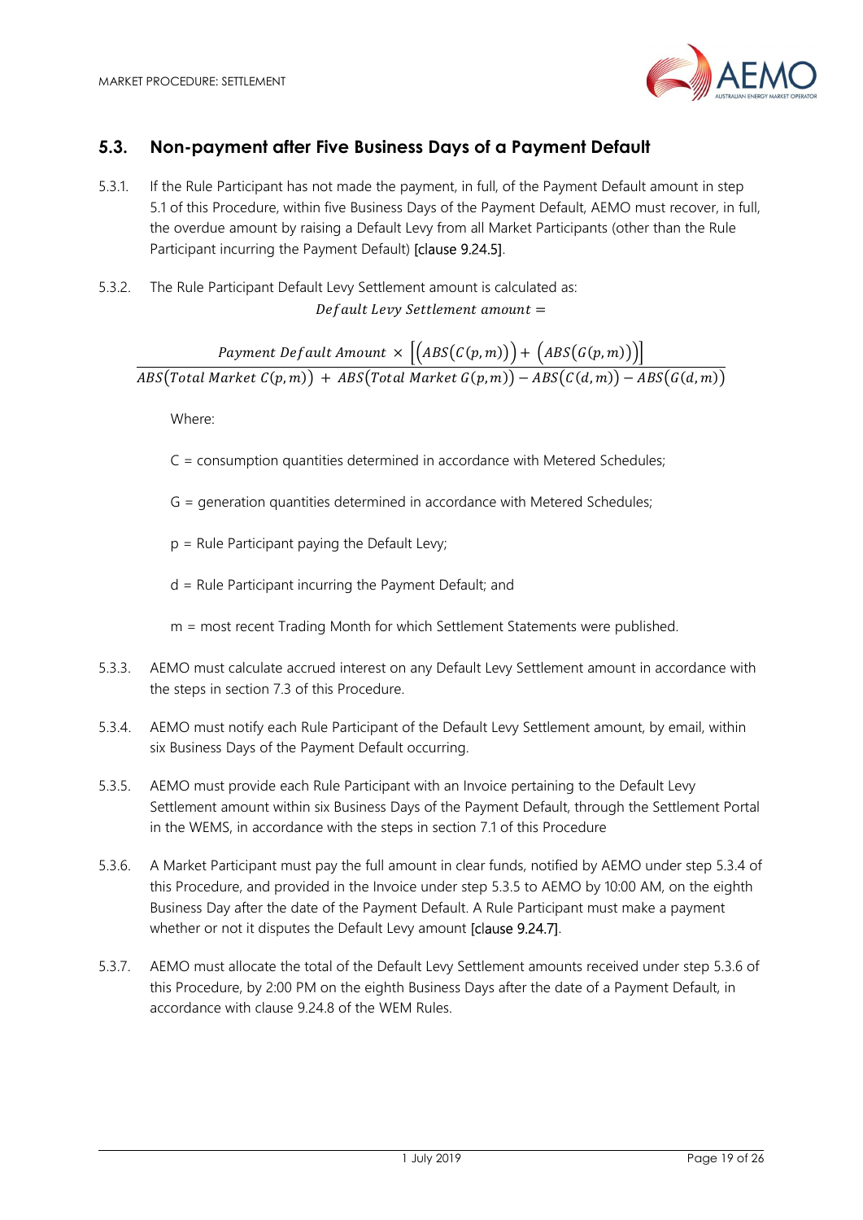## 5.3. Non-payment after Five Business Days of a Payment Default

5.3.1. If the Rule Participant has not made the payment, in full, of the Payment Default amount in step 5.1 of this Procedure, within five Business Days of the Payment Default, AEMO must recover, in full, the overdue amount by raising a Default Levy from all Market Participants (other than the Rule Participant incurring the Payment Default) [clause 9.24.5].

5.3.2. The Rule Participant Default Levy Settlement amount is calculated as:

$$Default\ Levy\ Settlement\ amount =$$

$$\frac{Payment\ Default\ Amount \times \left[\left(ABS\left(C(p,m)\right)\right) + \left(ABS\left(G(p,m)\right)\right)\right]}{ABS\left(Total\ Market\ C(p,m)\right) + ABS\left(Total\ Market\ G(p,m)\right) - ABS\left(C(d,m)\right) - ABS\left(G(d,m)\right)}$$

Where:

C = consumption quantities determined in accordance with Metered Schedules;

G = generation quantities determined in accordance with Metered Schedules;

p = Rule Participant paying the Default Levy;

d = Rule Participant incurring the Payment Default; and

m = most recent Trading Month for which Settlement Statements were published.

5.3.3. AEMO must calculate accrued interest on any Default Levy Settlement amount in accordance with the steps in section 7.3 of this Procedure.

5.3.4. AEMO must notify each Rule Participant of the Default Levy Settlement amount, by email, within six Business Days of the Payment Default occurring.

5.3.5. AEMO must provide each Rule Participant with an Invoice pertaining to the Default Levy Settlement amount within six Business Days of the Payment Default, through the Settlement Portal in the WEMS, in accordance with the steps in section 7.1 of this Procedure

5.3.6. A Market Participant must pay the full amount in clear funds, notified by AEMO under step 5.3.4 of this Procedure, and provided in the Invoice under step 5.3.5 to AEMO by 10:00 AM, on the eighth Business Day after the date of the Payment Default. A Rule Participant must make a payment whether or not it disputes the Default Levy amount [clause 9.24.7].

5.3.7. AEMO must allocate the total of the Default Levy Settlement amounts received under step 5.3.6 of this Procedure, by 2:00 PM on the eighth Business Days after the date of a Payment Default, in accordance with clause 9.24.8 of the WEM Rules.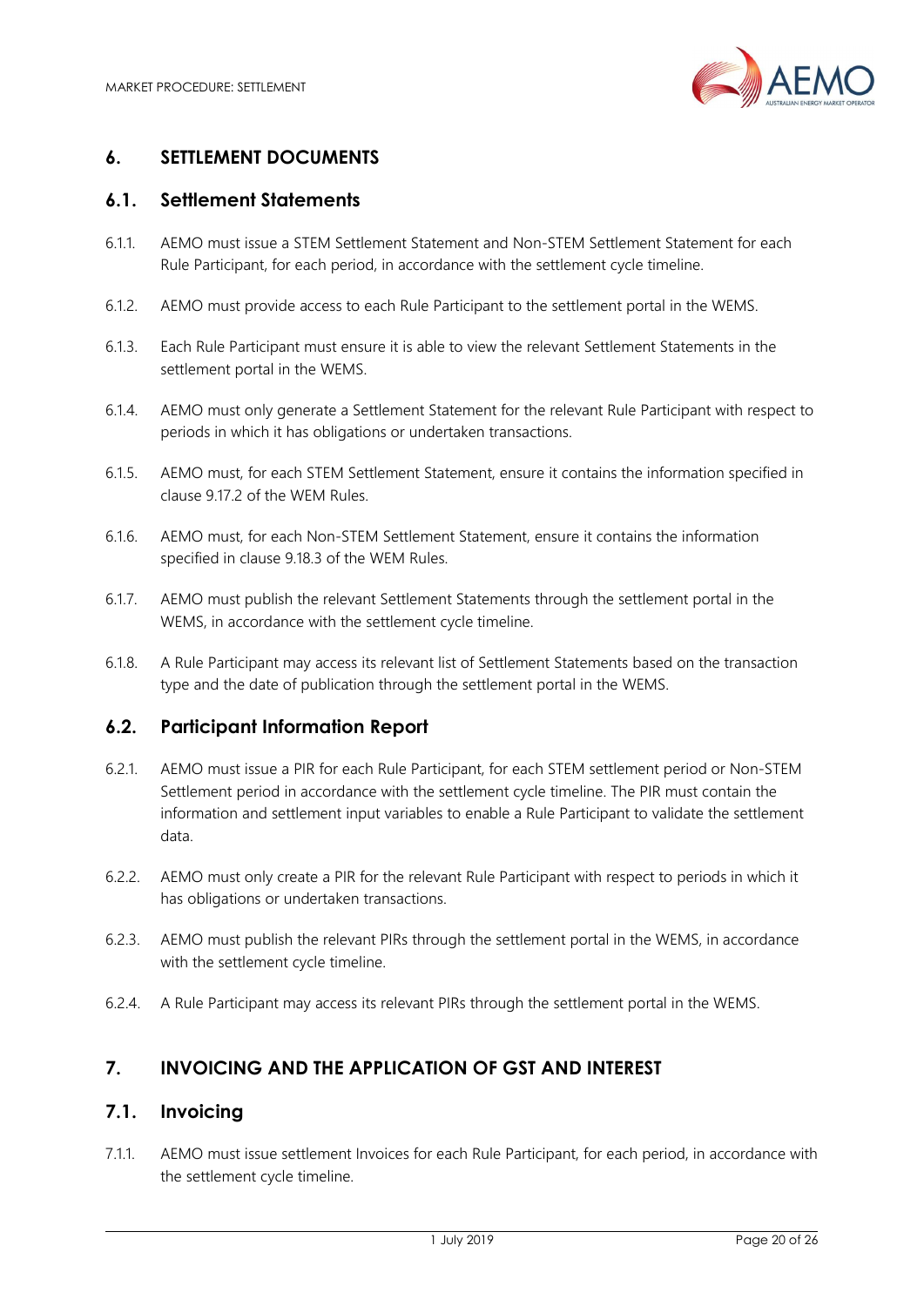## 6. SETTLEMENT DOCUMENTS

### 6.1. Settlement Statements

6.1.1. AEMO must issue a STEM Settlement Statement and Non-STEM Settlement Statement for each Rule Participant, for each period, in accordance with the settlement cycle timeline.

6.1.2. AEMO must provide access to each Rule Participant to the settlement portal in the WEMS.

6.1.3. Each Rule Participant must ensure it is able to view the relevant Settlement Statements in the settlement portal in the WEMS.

6.1.4. AEMO must only generate a Settlement Statement for the relevant Rule Participant with respect to periods in which it has obligations or undertaken transactions.

6.1.5. AEMO must, for each STEM Settlement Statement, ensure it contains the information specified in clause 9.17.2 of the WEM Rules.

6.1.6. AEMO must, for each Non-STEM Settlement Statement, ensure it contains the information specified in clause 9.18.3 of the WEM Rules.

6.1.7. AEMO must publish the relevant Settlement Statements through the settlement portal in the WEMS, in accordance with the settlement cycle timeline.

6.1.8. A Rule Participant may access its relevant list of Settlement Statements based on the transaction type and the date of publication through the settlement portal in the WEMS.

### 6.2. Participant Information Report

6.2.1. AEMO must issue a PIR for each Rule Participant, for each STEM settlement period or Non-STEM Settlement period in accordance with the settlement cycle timeline. The PIR must contain the information and settlement input variables to enable a Rule Participant to validate the settlement data.

6.2.2. AEMO must only create a PIR for the relevant Rule Participant with respect to periods in which it has obligations or undertaken transactions.

6.2.3. AEMO must publish the relevant PIRs through the settlement portal in the WEMS, in accordance with the settlement cycle timeline.

6.2.4. A Rule Participant may access its relevant PIRs through the settlement portal in the WEMS.

## 7. INVOICING AND THE APPLICATION OF GST AND INTEREST

### 7.1. Invoicing

7.1.1. AEMO must issue settlement Invoices for each Rule Participant, for each period, in accordance with the settlement cycle timeline.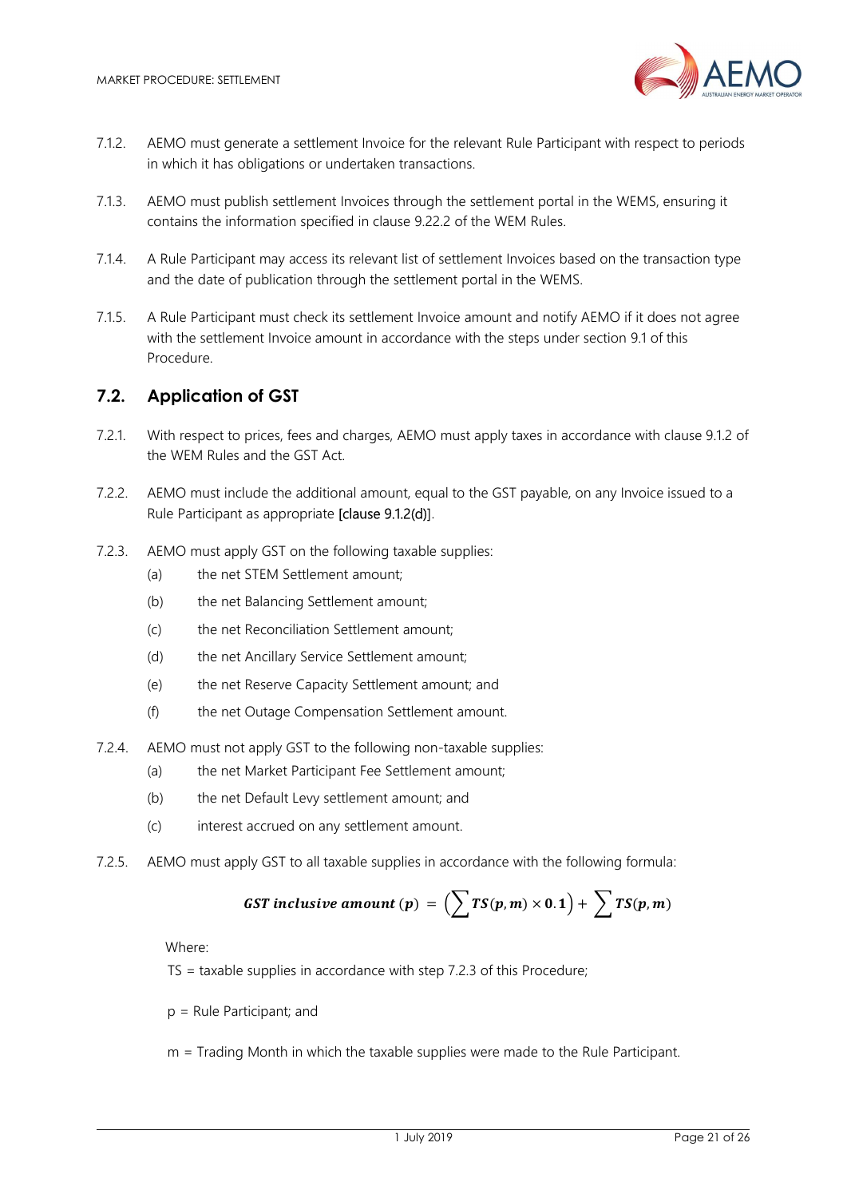7.1.2. AEMO must generate a settlement Invoice for the relevant Rule Participant with respect to periods in which it has obligations or undertaken transactions.

7.1.3. AEMO must publish settlement Invoices through the settlement portal in the WEMS, ensuring it contains the information specified in clause 9.22.2 of the WEM Rules.

7.1.4. A Rule Participant may access its relevant list of settlement Invoices based on the transaction type and the date of publication through the settlement portal in the WEMS.

7.1.5. A Rule Participant must check its settlement Invoice amount and notify AEMO if it does not agree with the settlement Invoice amount in accordance with the steps under section 9.1 of this Procedure.

## 7.2. Application of GST

7.2.1. With respect to prices, fees and charges, AEMO must apply taxes in accordance with clause 9.1.2 of the WEM Rules and the GST Act.

7.2.2. AEMO must include the additional amount, equal to the GST payable, on any Invoice issued to a Rule Participant as appropriate [clause 9.1.2(d)].

7.2.3. AEMO must apply GST on the following taxable supplies:

- (a) the net STEM Settlement amount;
- (b) the net Balancing Settlement amount;
- (c) the net Reconciliation Settlement amount;
- (d) the net Ancillary Service Settlement amount;
- (e) the net Reserve Capacity Settlement amount; and
- (f) the net Outage Compensation Settlement amount.

7.2.4. AEMO must not apply GST to the following non-taxable supplies:

- (a) the net Market Participant Fee Settlement amount;
- (b) the net Default Levy settlement amount; and
- (c) interest accrued on any settlement amount.

7.2.5. AEMO must apply GST to all taxable supplies in accordance with the following formula:

$$\boldsymbol{GST\ inclusive\ amount\ (p)} = \left(\sum \boldsymbol{TS(p,m)} \times \boldsymbol{0.1}\right) + \sum \boldsymbol{TS(p,m)}$$

Where:

TS = taxable supplies in accordance with step 7.2.3 of this Procedure;

p = Rule Participant; and

m = Trading Month in which the taxable supplies were made to the Rule Participant.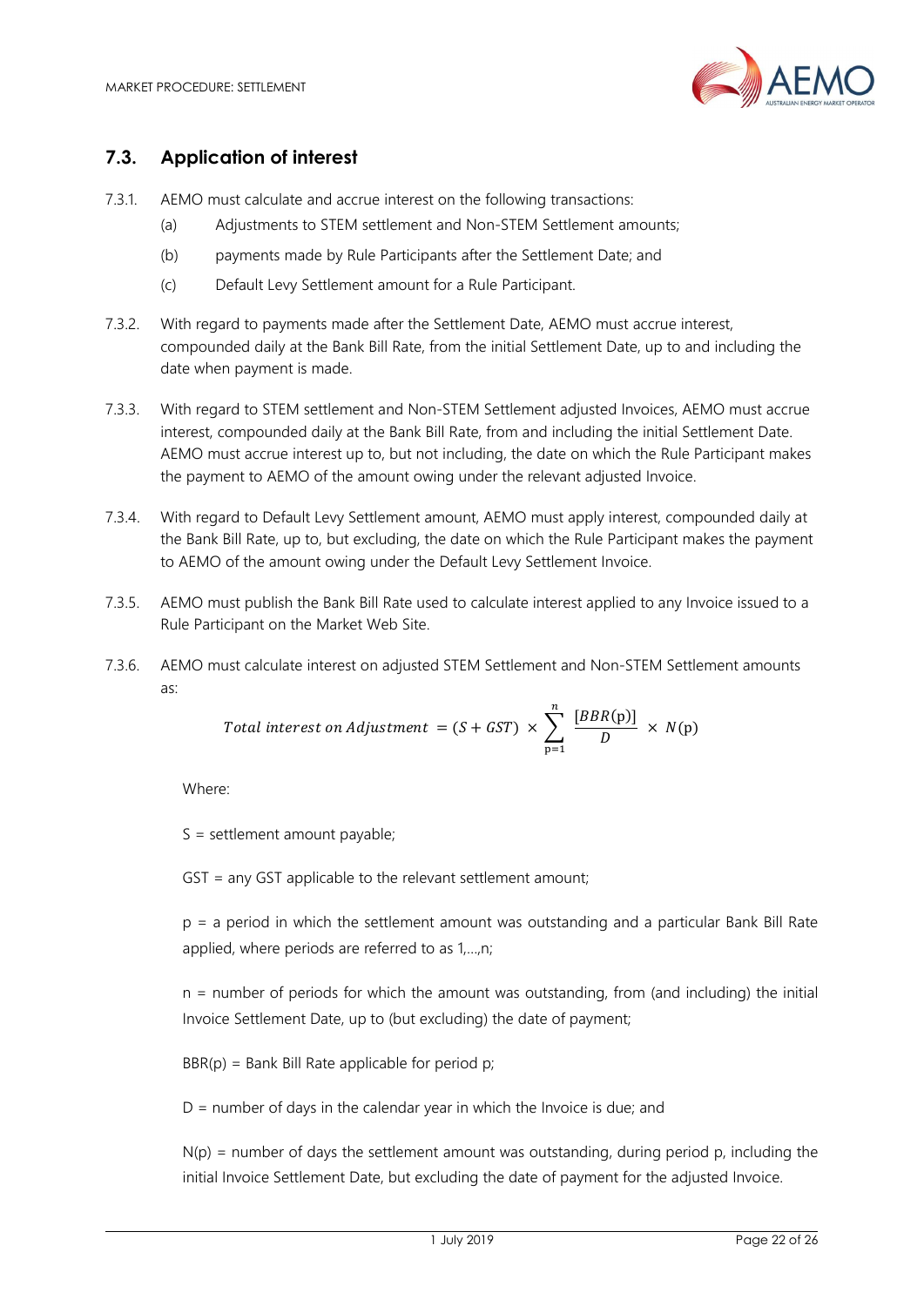## 7.3. Application of interest

7.3.1. AEMO must calculate and accrue interest on the following transactions:

(a) Adjustments to STEM settlement and Non-STEM Settlement amounts;

(b) payments made by Rule Participants after the Settlement Date; and

(c) Default Levy Settlement amount for a Rule Participant.

7.3.2. With regard to payments made after the Settlement Date, AEMO must accrue interest, compounded daily at the Bank Bill Rate, from the initial Settlement Date, up to and including the date when payment is made.

7.3.3. With regard to STEM settlement and Non-STEM Settlement adjusted Invoices, AEMO must accrue interest, compounded daily at the Bank Bill Rate, from and including the initial Settlement Date. AEMO must accrue interest up to, but not including, the date on which the Rule Participant makes the payment to AEMO of the amount owing under the relevant adjusted Invoice.

7.3.4. With regard to Default Levy Settlement amount, AEMO must apply interest, compounded daily at the Bank Bill Rate, up to, but excluding, the date on which the Rule Participant makes the payment to AEMO of the amount owing under the Default Levy Settlement Invoice.

7.3.5. AEMO must publish the Bank Bill Rate used to calculate interest applied to any Invoice issued to a Rule Participant on the Market Web Site.

7.3.6. AEMO must calculate interest on adjusted STEM Settlement and Non-STEM Settlement amounts as:

$$Total\ interest\ on\ Adjustment\ = (S + GST) \times \sum_{p=1}^{n} \frac{[BBR(p)]}{D} \times N(p)$$

Where:

S = settlement amount payable;

GST = any GST applicable to the relevant settlement amount;

p = a period in which the settlement amount was outstanding and a particular Bank Bill Rate applied, where periods are referred to as 1,...,n;

n = number of periods for which the amount was outstanding, from (and including) the initial Invoice Settlement Date, up to (but excluding) the date of payment;

BBR(p) = Bank Bill Rate applicable for period p;

D = number of days in the calendar year in which the Invoice is due; and

N(p) = number of days the settlement amount was outstanding, during period p, including the initial Invoice Settlement Date, but excluding the date of payment for the adjusted Invoice.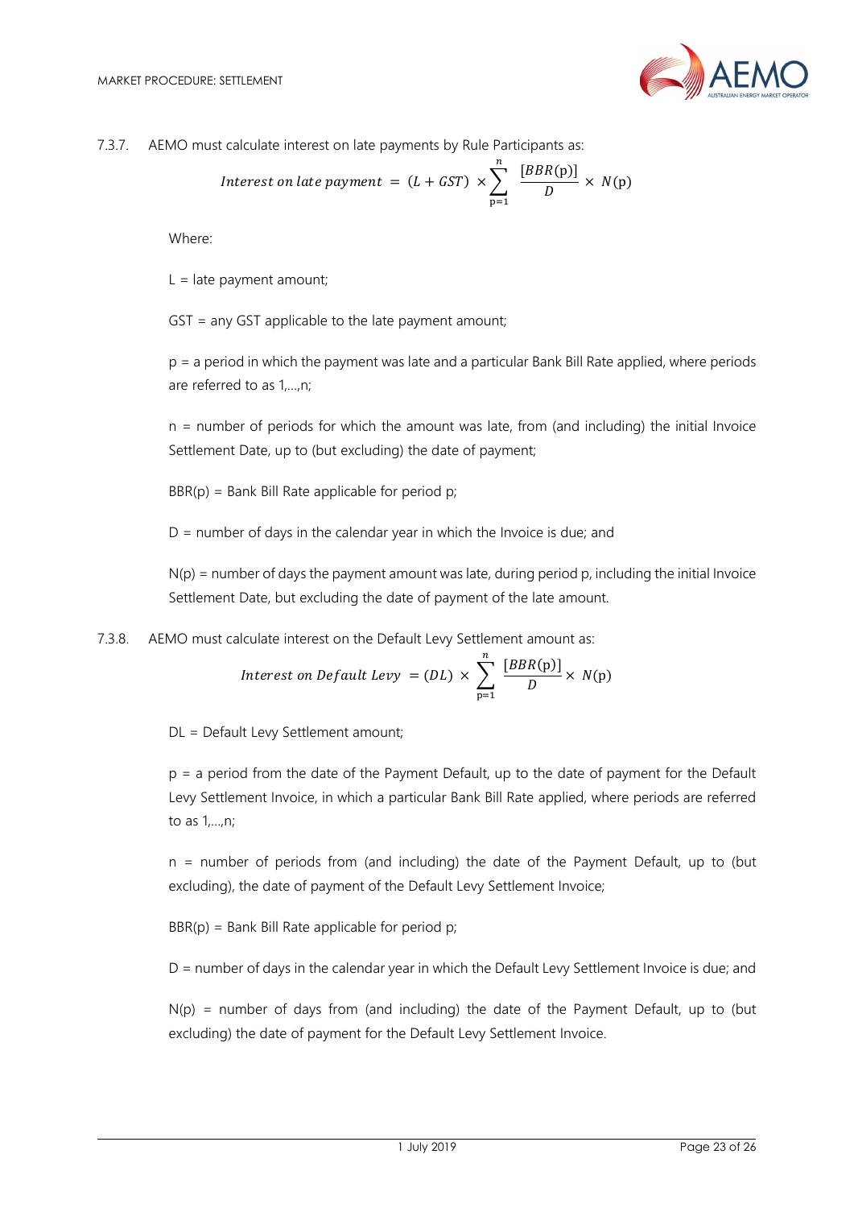7.3.7. AEMO must calculate interest on late payments by Rule Participants as:

$$Interest\ on\ late\ payment\ = (L + GST) \times \sum_{p=1}^{n} \frac{[BBR(p)]}{D} \times N(p)$$

Where:

L = late payment amount;

GST = any GST applicable to the late payment amount;

p = a period in which the payment was late and a particular Bank Bill Rate applied, where periods are referred to as 1,…,n;

n = number of periods for which the amount was late, from (and including) the initial Invoice Settlement Date, up to (but excluding) the date of payment;

BBR(p) = Bank Bill Rate applicable for period p;

D = number of days in the calendar year in which the Invoice is due; and

N(p) = number of days the payment amount was late, during period p, including the initial Invoice Settlement Date, but excluding the date of payment of the late amount.

7.3.8. AEMO must calculate interest on the Default Levy Settlement amount as:

$$Interest\ on\ Default\ Levy\ = (DL) \times \sum_{p=1}^{n} \frac{[BBR(p)]}{D} \times N(p)$$

DL = Default Levy Settlement amount;

p = a period from the date of the Payment Default, up to the date of payment for the Default Levy Settlement Invoice, in which a particular Bank Bill Rate applied, where periods are referred to as 1,…,n;

n = number of periods from (and including) the date of the Payment Default, up to (but excluding), the date of payment of the Default Levy Settlement Invoice;

BBR(p) = Bank Bill Rate applicable for period p;

D = number of days in the calendar year in which the Default Levy Settlement Invoice is due; and

N(p) = number of days from (and including) the date of the Payment Default, up to (but excluding) the date of payment for the Default Levy Settlement Invoice.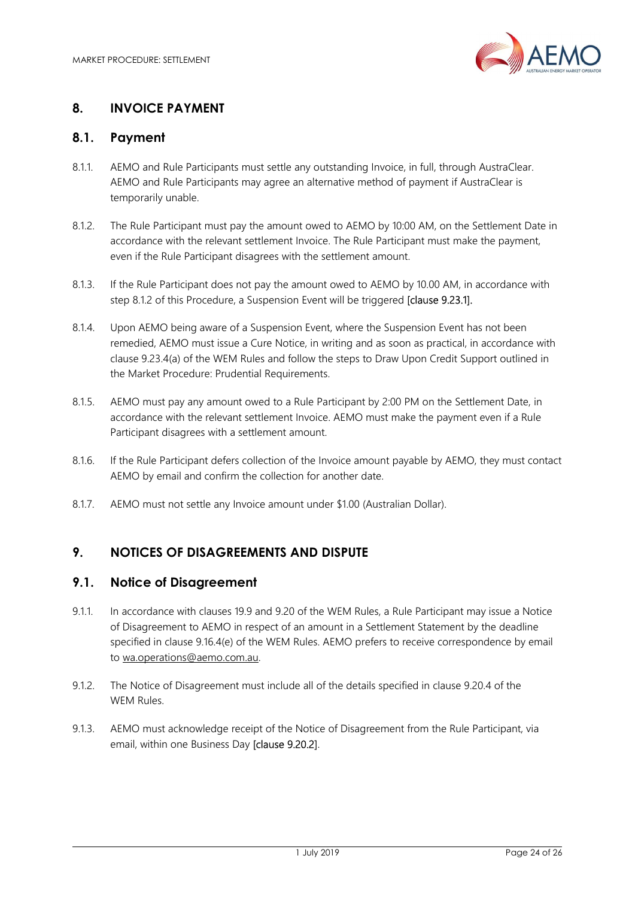## 8. INVOICE PAYMENT

### 8.1. Payment

8.1.1. AEMO and Rule Participants must settle any outstanding Invoice, in full, through AustraClear. AEMO and Rule Participants may agree an alternative method of payment if AustraClear is temporarily unable.

8.1.2. The Rule Participant must pay the amount owed to AEMO by 10:00 AM, on the Settlement Date in accordance with the relevant settlement Invoice. The Rule Participant must make the payment, even if the Rule Participant disagrees with the settlement amount.

8.1.3. If the Rule Participant does not pay the amount owed to AEMO by 10.00 AM, in accordance with step 8.1.2 of this Procedure, a Suspension Event will be triggered [clause 9.23.1].

8.1.4. Upon AEMO being aware of a Suspension Event, where the Suspension Event has not been remedied, AEMO must issue a Cure Notice, in writing and as soon as practical, in accordance with clause 9.23.4(a) of the WEM Rules and follow the steps to Draw Upon Credit Support outlined in the Market Procedure: Prudential Requirements.

8.1.5. AEMO must pay any amount owed to a Rule Participant by 2:00 PM on the Settlement Date, in accordance with the relevant settlement Invoice. AEMO must make the payment even if a Rule Participant disagrees with a settlement amount.

8.1.6. If the Rule Participant defers collection of the Invoice amount payable by AEMO, they must contact AEMO by email and confirm the collection for another date.

8.1.7. AEMO must not settle any Invoice amount under $1.00 (Australian Dollar).

## 9. NOTICES OF DISAGREEMENTS AND DISPUTE

### 9.1. Notice of Disagreement

9.1.1. In accordance with clauses 19.9 and 9.20 of the WEM Rules, a Rule Participant may issue a Notice of Disagreement to AEMO in respect of an amount in a Settlement Statement by the deadline specified in clause 9.16.4(e) of the WEM Rules. AEMO prefers to receive correspondence by email to wa.operations@aemo.com.au.

9.1.2. The Notice of Disagreement must include all of the details specified in clause 9.20.4 of the WEM Rules.

9.1.3. AEMO must acknowledge receipt of the Notice of Disagreement from the Rule Participant, via email, within one Business Day [clause 9.20.2].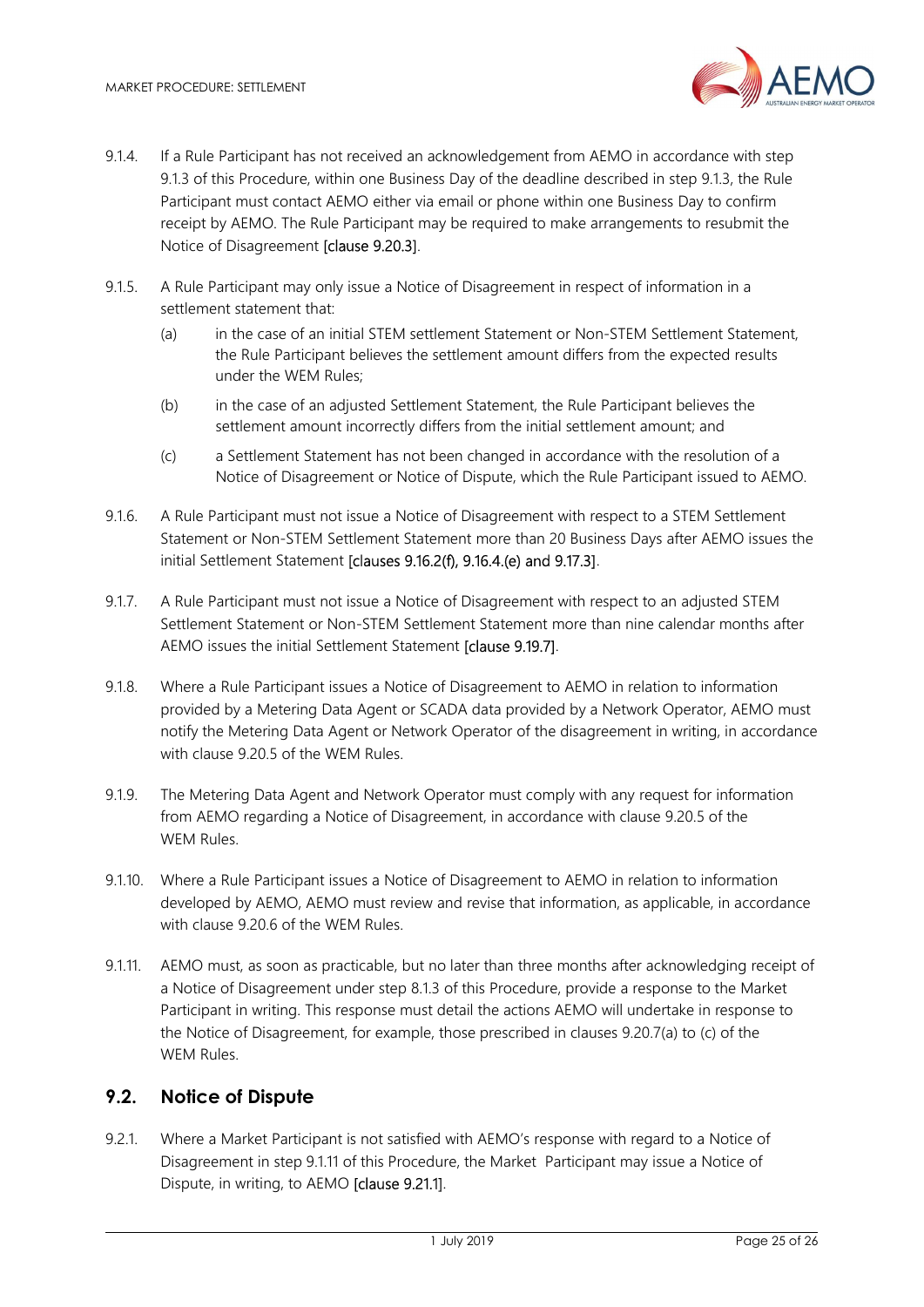9.1.4. If a Rule Participant has not received an acknowledgement from AEMO in accordance with step 9.1.3 of this Procedure, within one Business Day of the deadline described in step 9.1.3, the Rule Participant must contact AEMO either via email or phone within one Business Day to confirm receipt by AEMO. The Rule Participant may be required to make arrangements to resubmit the Notice of Disagreement [clause 9.20.3].

9.1.5. A Rule Participant may only issue a Notice of Disagreement in respect of information in a settlement statement that:

(a) in the case of an initial STEM settlement Statement or Non-STEM Settlement Statement, the Rule Participant believes the settlement amount differs from the expected results under the WEM Rules;

(b) in the case of an adjusted Settlement Statement, the Rule Participant believes the settlement amount incorrectly differs from the initial settlement amount; and

(c) a Settlement Statement has not been changed in accordance with the resolution of a Notice of Disagreement or Notice of Dispute, which the Rule Participant issued to AEMO.

9.1.6. A Rule Participant must not issue a Notice of Disagreement with respect to a STEM Settlement Statement or Non-STEM Settlement Statement more than 20 Business Days after AEMO issues the initial Settlement Statement [clauses 9.16.2(f), 9.16.4.(e) and 9.17.3].

9.1.7. A Rule Participant must not issue a Notice of Disagreement with respect to an adjusted STEM Settlement Statement or Non-STEM Settlement Statement more than nine calendar months after AEMO issues the initial Settlement Statement [clause 9.19.7].

9.1.8. Where a Rule Participant issues a Notice of Disagreement to AEMO in relation to information provided by a Metering Data Agent or SCADA data provided by a Network Operator, AEMO must notify the Metering Data Agent or Network Operator of the disagreement in writing, in accordance with clause 9.20.5 of the WEM Rules.

9.1.9. The Metering Data Agent and Network Operator must comply with any request for information from AEMO regarding a Notice of Disagreement, in accordance with clause 9.20.5 of the WEM Rules.

9.1.10. Where a Rule Participant issues a Notice of Disagreement to AEMO in relation to information developed by AEMO, AEMO must review and revise that information, as applicable, in accordance with clause 9.20.6 of the WEM Rules.

9.1.11. AEMO must, as soon as practicable, but no later than three months after acknowledging receipt of a Notice of Disagreement under step 8.1.3 of this Procedure, provide a response to the Market Participant in writing. This response must detail the actions AEMO will undertake in response to the Notice of Disagreement, for example, those prescribed in clauses 9.20.7(a) to (c) of the WEM Rules.

## 9.2. Notice of Dispute

9.2.1. Where a Market Participant is not satisfied with AEMO's response with regard to a Notice of Disagreement in step 9.1.11 of this Procedure, the Market Participant may issue a Notice of Dispute, in writing, to AEMO [clause 9.21.1].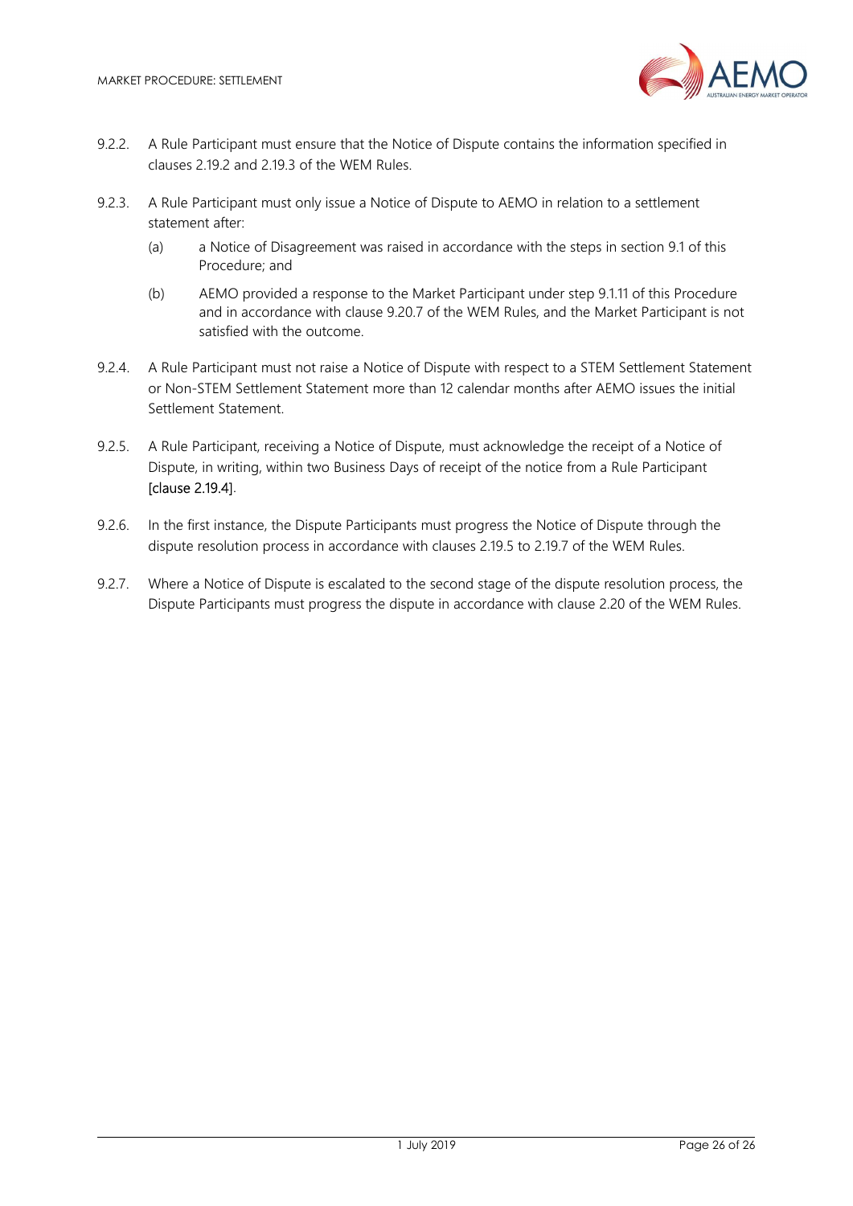9.2.2. A Rule Participant must ensure that the Notice of Dispute contains the information specified in clauses 2.19.2 and 2.19.3 of the WEM Rules.

9.2.3. A Rule Participant must only issue a Notice of Dispute to AEMO in relation to a settlement statement after:

(a) a Notice of Disagreement was raised in accordance with the steps in section 9.1 of this Procedure; and

(b) AEMO provided a response to the Market Participant under step 9.1.11 of this Procedure and in accordance with clause 9.20.7 of the WEM Rules, and the Market Participant is not satisfied with the outcome.

9.2.4. A Rule Participant must not raise a Notice of Dispute with respect to a STEM Settlement Statement or Non-STEM Settlement Statement more than 12 calendar months after AEMO issues the initial Settlement Statement.

9.2.5. A Rule Participant, receiving a Notice of Dispute, must acknowledge the receipt of a Notice of Dispute, in writing, within two Business Days of receipt of the notice from a Rule Participant [clause 2.19.4].

9.2.6. In the first instance, the Dispute Participants must progress the Notice of Dispute through the dispute resolution process in accordance with clauses 2.19.5 to 2.19.7 of the WEM Rules.

9.2.7. Where a Notice of Dispute is escalated to the second stage of the dispute resolution process, the Dispute Participants must progress the dispute in accordance with clause 2.20 of the WEM Rules.